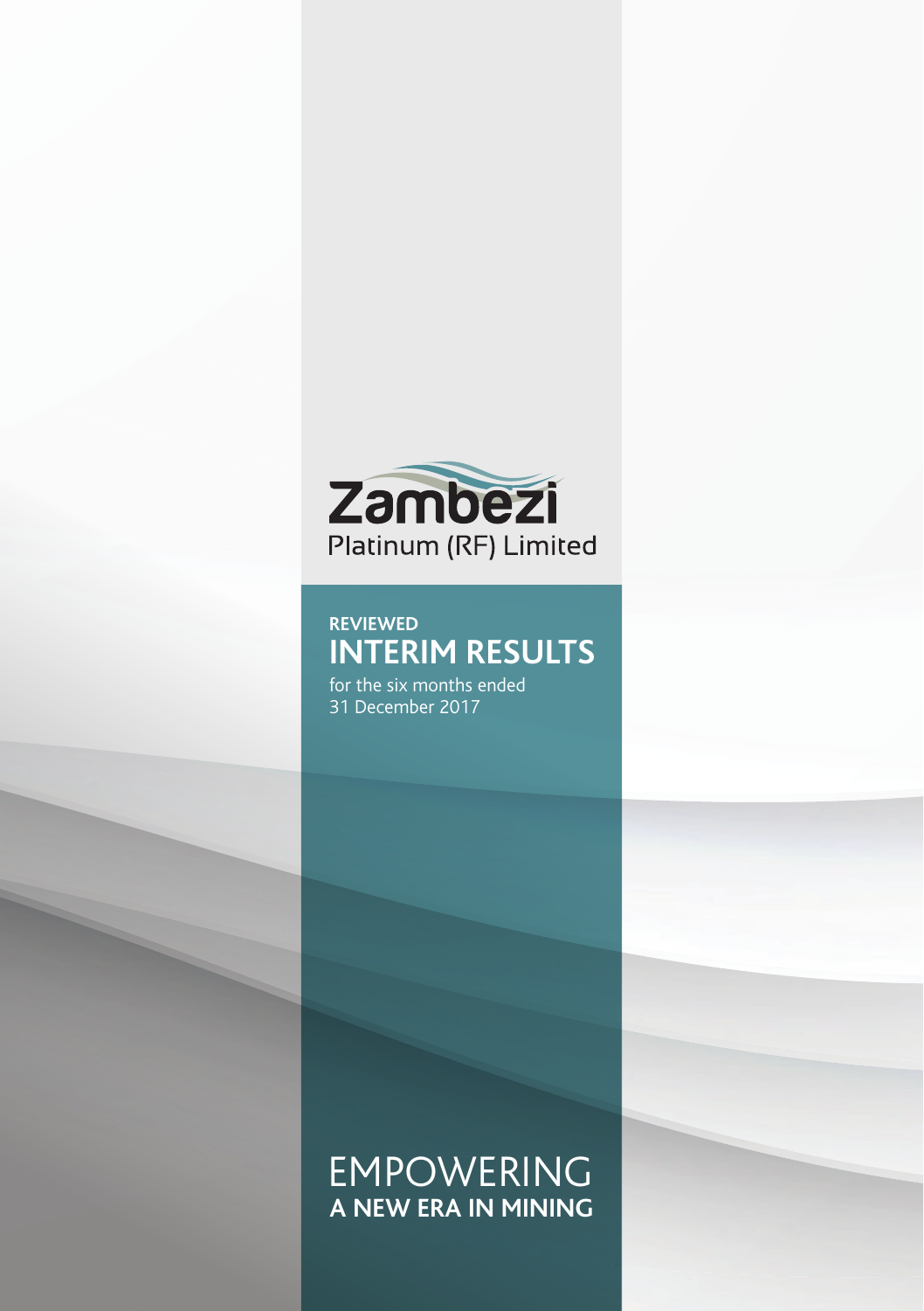# Zambezi

Platinum (RF) Limited

**REVIEWED**

## INTERIM RESULTS

for the six months ended
31 December 2017

EMPOWERING
**A NEW ERA IN MINING**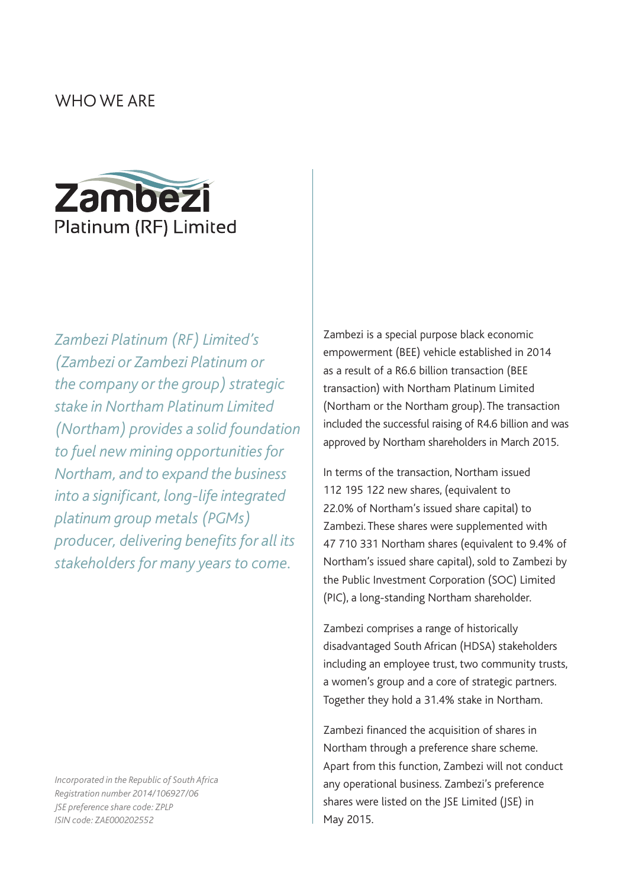# WHO WE ARE

Zambezi
Platinum (RF) Limited

*Zambezi Platinum (RF) Limited's (Zambezi or Zambezi Platinum or the company or the group) strategic stake in Northam Platinum Limited (Northam) provides a solid foundation to fuel new mining opportunities for Northam, and to expand the business into a significant, long-life integrated platinum group metals (PGMs) producer, delivering benefits for all its stakeholders for many years to come.*

*Incorporated in the Republic of South Africa*
*Registration number 2014/106927/06*
*JSE preference share code: ZPLP*
*ISIN code: ZAE000202552*

Zambezi is a special purpose black economic empowerment (BEE) vehicle established in 2014 as a result of a R6.6 billion transaction (BEE transaction) with Northam Platinum Limited (Northam or the Northam group). The transaction included the successful raising of R4.6 billion and was approved by Northam shareholders in March 2015.

In terms of the transaction, Northam issued 112 195 122 new shares, (equivalent to 22.0% of Northam's issued share capital) to Zambezi. These shares were supplemented with 47 710 331 Northam shares (equivalent to 9.4% of Northam's issued share capital), sold to Zambezi by the Public Investment Corporation (SOC) Limited (PIC), a long-standing Northam shareholder.

Zambezi comprises a range of historically disadvantaged South African (HDSA) stakeholders including an employee trust, two community trusts, a women's group and a core of strategic partners. Together they hold a 31.4% stake in Northam.

Zambezi financed the acquisition of shares in Northam through a preference share scheme. Apart from this function, Zambezi will not conduct any operational business. Zambezi's preference shares were listed on the JSE Limited (JSE) in May 2015.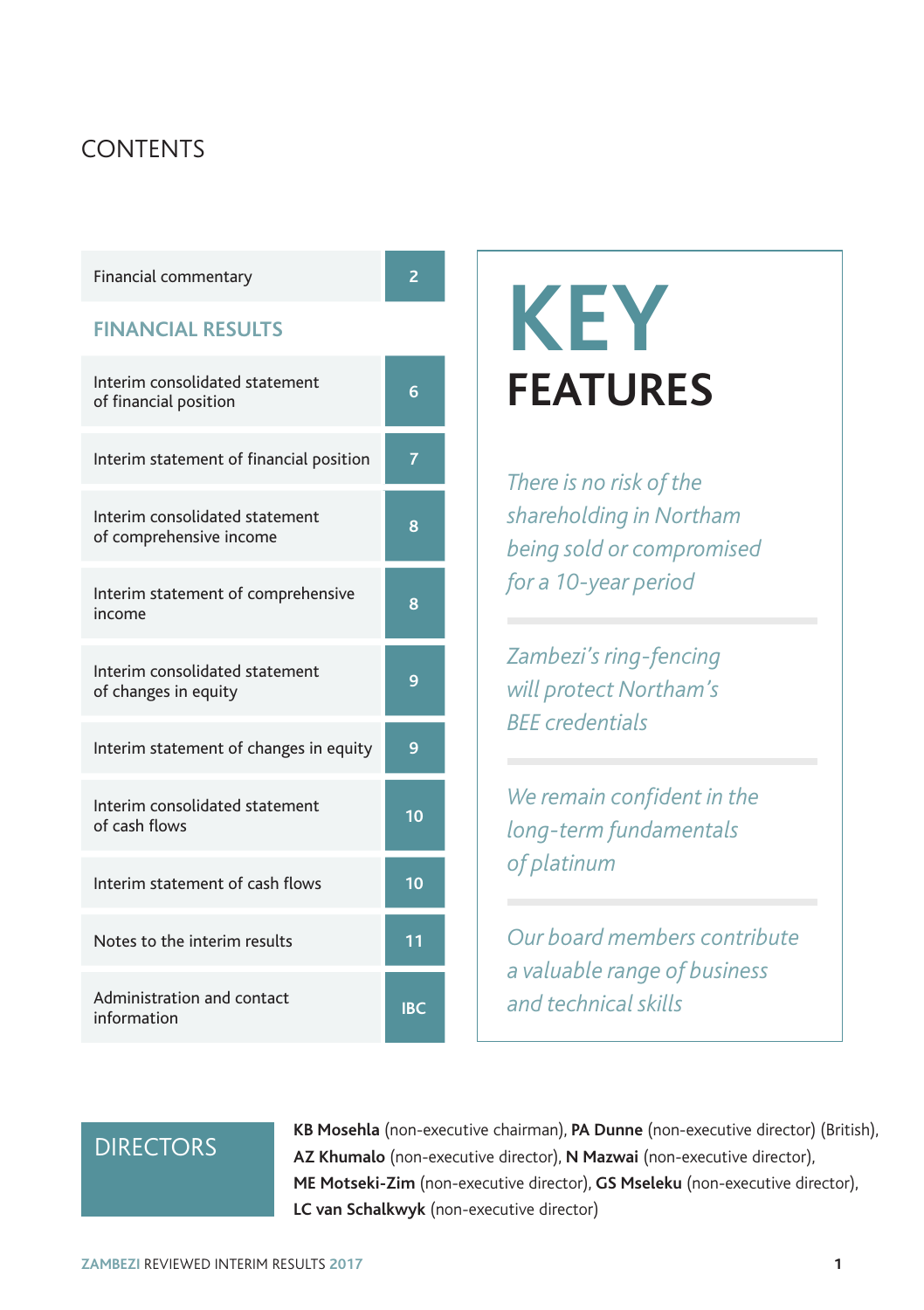# CONTENTS

| | |
|---|---|
| Financial commentary | 2 |
| **FINANCIAL RESULTS** | |
| Interim consolidated statement of financial position | 6 |
| Interim statement of financial position | 7 |
| Interim consolidated statement of comprehensive income | 8 |
| Interim statement of comprehensive income | 8 |
| Interim consolidated statement of changes in equity | 9 |
| Interim statement of changes in equity | 9 |
| Interim consolidated statement of cash flows | 10 |
| Interim statement of cash flows | 10 |
| Notes to the interim results | 11 |
| Administration and contact information | IBC |

# KEY FEATURES

*There is no risk of the shareholding in Northam being sold or compromised for a 10-year period*

*Zambezi's ring-fencing will protect Northam's BEE credentials*

*We remain confident in the long-term fundamentals of platinum*

*Our board members contribute a valuable range of business and technical skills*

## DIRECTORS

**KB Mosehla** (non-executive chairman), **PA Dunne** (non-executive director) (British), **AZ Khumalo** (non-executive director), **N Mazwai** (non-executive director), **ME Motseki-Zim** (non-executive director), **GS Mseleku** (non-executive director), **LC van Schalkwyk** (non-executive director)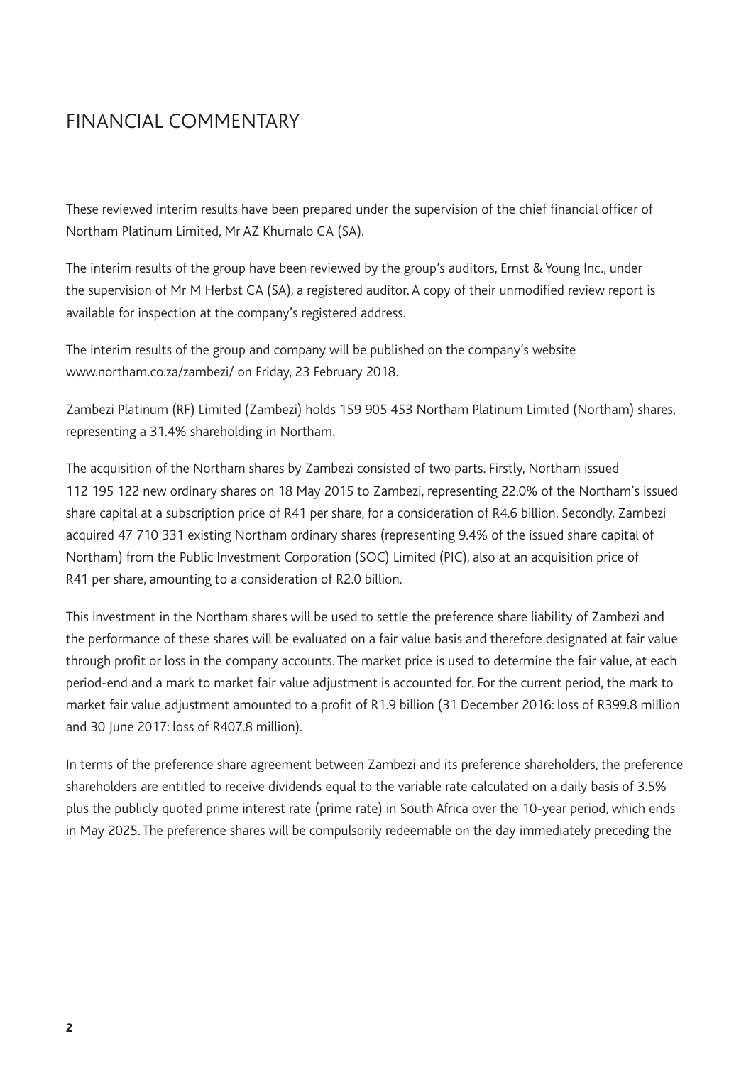# FINANCIAL COMMENTARY

These reviewed interim results have been prepared under the supervision of the chief financial officer of Northam Platinum Limited, Mr AZ Khumalo CA (SA).

The interim results of the group have been reviewed by the group's auditors, Ernst & Young Inc., under the supervision of Mr M Herbst CA (SA), a registered auditor. A copy of their unmodified review report is available for inspection at the company's registered address.

The interim results of the group and company will be published on the company's website www.northam.co.za/zambezi/ on Friday, 23 February 2018.

Zambezi Platinum (RF) Limited (Zambezi) holds 159 905 453 Northam Platinum Limited (Northam) shares, representing a 31.4% shareholding in Northam.

The acquisition of the Northam shares by Zambezi consisted of two parts. Firstly, Northam issued 112 195 122 new ordinary shares on 18 May 2015 to Zambezi, representing 22.0% of the Northam's issued share capital at a subscription price of R41 per share, for a consideration of R4.6 billion. Secondly, Zambezi acquired 47 710 331 existing Northam ordinary shares (representing 9.4% of the issued share capital of Northam) from the Public Investment Corporation (SOC) Limited (PIC), also at an acquisition price of R41 per share, amounting to a consideration of R2.0 billion.

This investment in the Northam shares will be used to settle the preference share liability of Zambezi and the performance of these shares will be evaluated on a fair value basis and therefore designated at fair value through profit or loss in the company accounts. The market price is used to determine the fair value, at each period-end and a mark to market fair value adjustment is accounted for. For the current period, the mark to market fair value adjustment amounted to a profit of R1.9 billion (31 December 2016: loss of R399.8 million and 30 June 2017: loss of R407.8 million).

In terms of the preference share agreement between Zambezi and its preference shareholders, the preference shareholders are entitled to receive dividends equal to the variable rate calculated on a daily basis of 3.5% plus the publicly quoted prime interest rate (prime rate) in South Africa over the 10-year period, which ends in May 2025. The preference shares will be compulsorily redeemable on the day immediately preceding the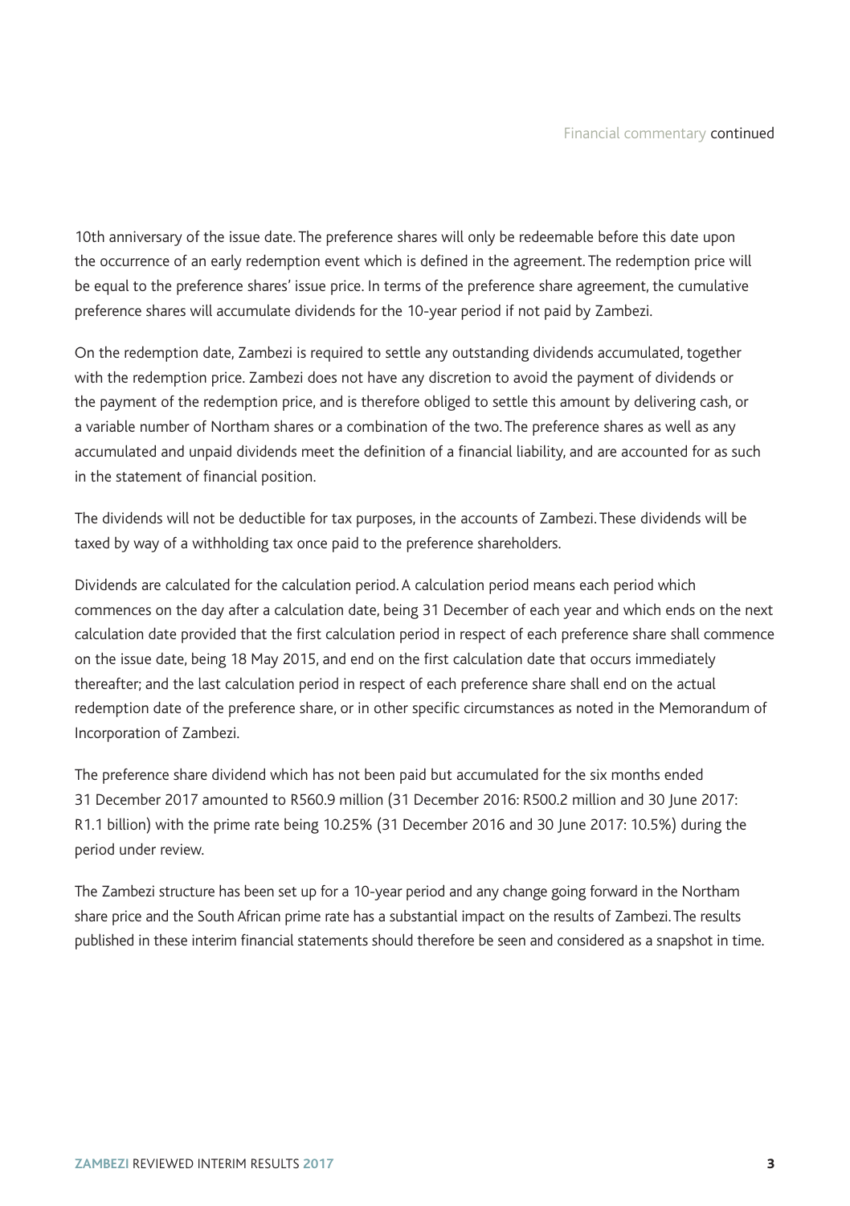10th anniversary of the issue date. The preference shares will only be redeemable before this date upon the occurrence of an early redemption event which is defined in the agreement. The redemption price will be equal to the preference shares' issue price. In terms of the preference share agreement, the cumulative preference shares will accumulate dividends for the 10-year period if not paid by Zambezi.

On the redemption date, Zambezi is required to settle any outstanding dividends accumulated, together with the redemption price. Zambezi does not have any discretion to avoid the payment of dividends or the payment of the redemption price, and is therefore obliged to settle this amount by delivering cash, or a variable number of Northam shares or a combination of the two. The preference shares as well as any accumulated and unpaid dividends meet the definition of a financial liability, and are accounted for as such in the statement of financial position.

The dividends will not be deductible for tax purposes, in the accounts of Zambezi. These dividends will be taxed by way of a withholding tax once paid to the preference shareholders.

Dividends are calculated for the calculation period. A calculation period means each period which commences on the day after a calculation date, being 31 December of each year and which ends on the next calculation date provided that the first calculation period in respect of each preference share shall commence on the issue date, being 18 May 2015, and end on the first calculation date that occurs immediately thereafter; and the last calculation period in respect of each preference share shall end on the actual redemption date of the preference share, or in other specific circumstances as noted in the Memorandum of Incorporation of Zambezi.

The preference share dividend which has not been paid but accumulated for the six months ended 31 December 2017 amounted to R560.9 million (31 December 2016: R500.2 million and 30 June 2017: R1.1 billion) with the prime rate being 10.25% (31 December 2016 and 30 June 2017: 10.5%) during the period under review.

The Zambezi structure has been set up for a 10-year period and any change going forward in the Northam share price and the South African prime rate has a substantial impact on the results of Zambezi. The results published in these interim financial statements should therefore be seen and considered as a snapshot in time.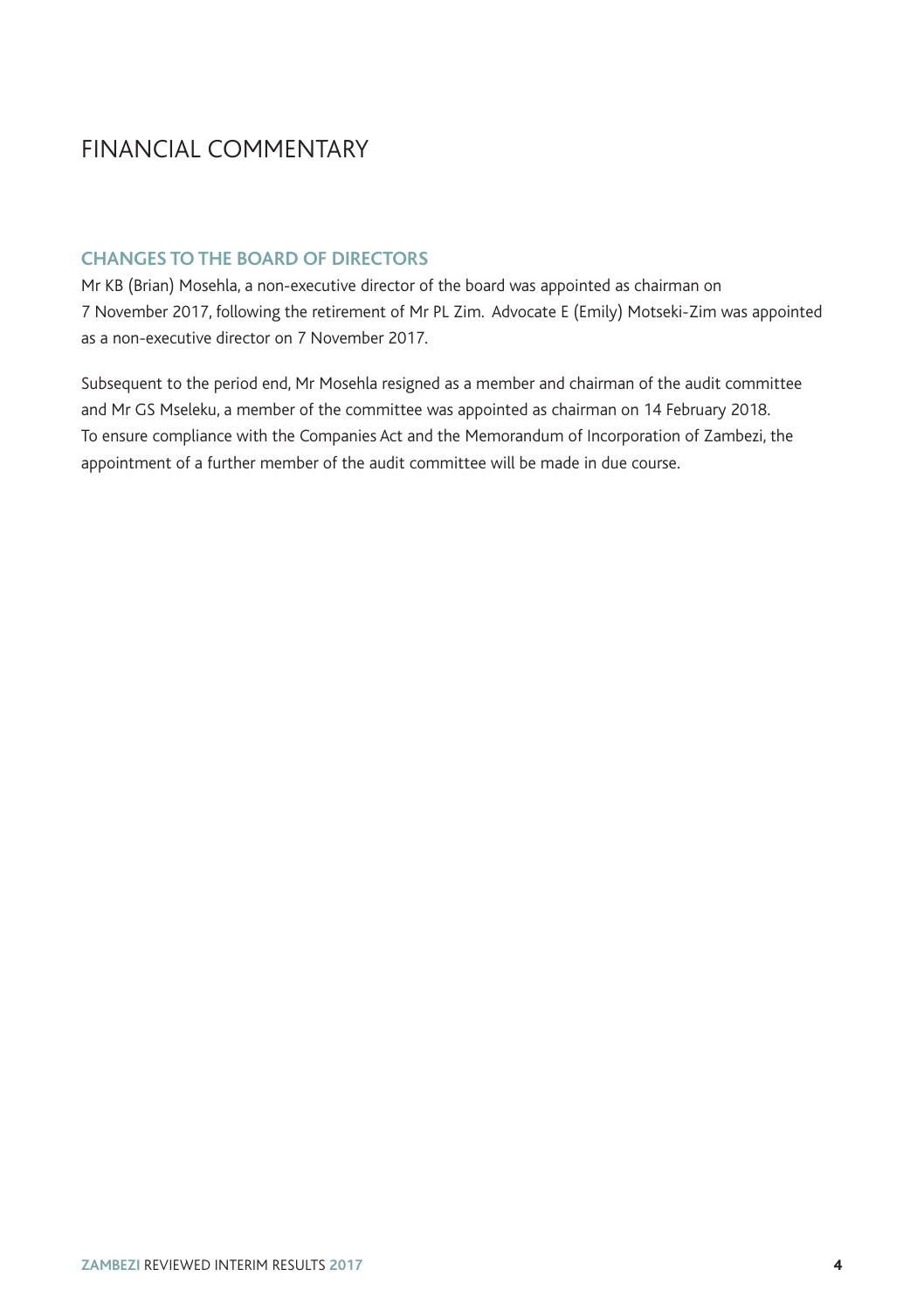# FINANCIAL COMMENTARY

### CHANGES TO THE BOARD OF DIRECTORS

Mr KB (Brian) Mosehla, a non-executive director of the board was appointed as chairman on 7 November 2017, following the retirement of Mr PL Zim. Advocate E (Emily) Motseki-Zim was appointed as a non-executive director on 7 November 2017.

Subsequent to the period end, Mr Mosehla resigned as a member and chairman of the audit committee and Mr GS Mseleku, a member of the committee was appointed as chairman on 14 February 2018. To ensure compliance with the Companies Act and the Memorandum of Incorporation of Zambezi, the appointment of a further member of the audit committee will be made in due course.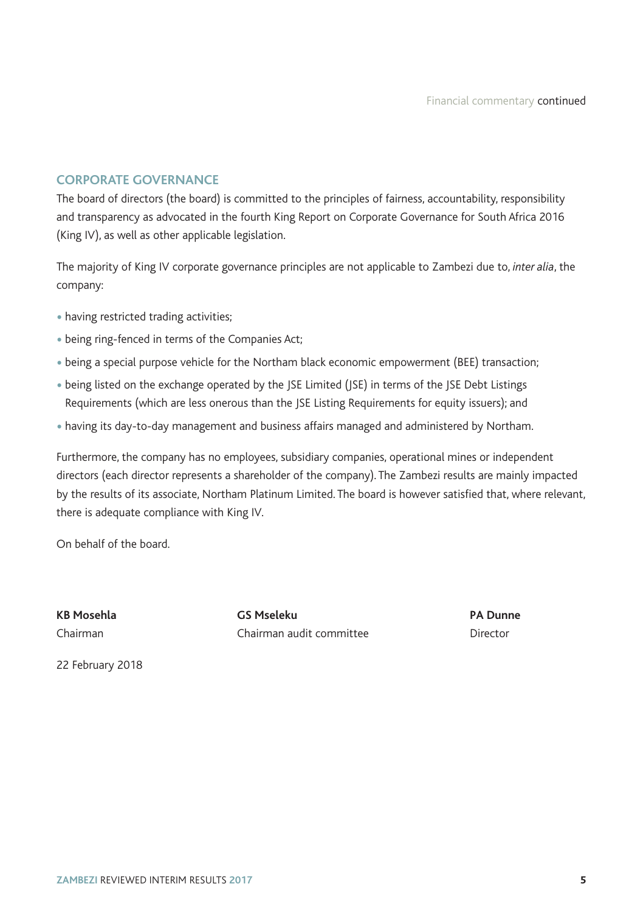## CORPORATE GOVERNANCE

The board of directors (the board) is committed to the principles of fairness, accountability, responsibility and transparency as advocated in the fourth King Report on Corporate Governance for South Africa 2016 (King IV), as well as other applicable legislation.

The majority of King IV corporate governance principles are not applicable to Zambezi due to, *inter alia*, the company:

- having restricted trading activities;
- being ring-fenced in terms of the Companies Act;
- being a special purpose vehicle for the Northam black economic empowerment (BEE) transaction;
- being listed on the exchange operated by the JSE Limited (JSE) in terms of the JSE Debt Listings Requirements (which are less onerous than the JSE Listing Requirements for equity issuers); and
- having its day-to-day management and business affairs managed and administered by Northam.

Furthermore, the company has no employees, subsidiary companies, operational mines or independent directors (each director represents a shareholder of the company). The Zambezi results are mainly impacted by the results of its associate, Northam Platinum Limited. The board is however satisfied that, where relevant, there is adequate compliance with King IV.

On behalf of the board.

**KB Mosehla**
Chairman

**GS Mseleku**
Chairman audit committee

**PA Dunne**
Director

22 February 2018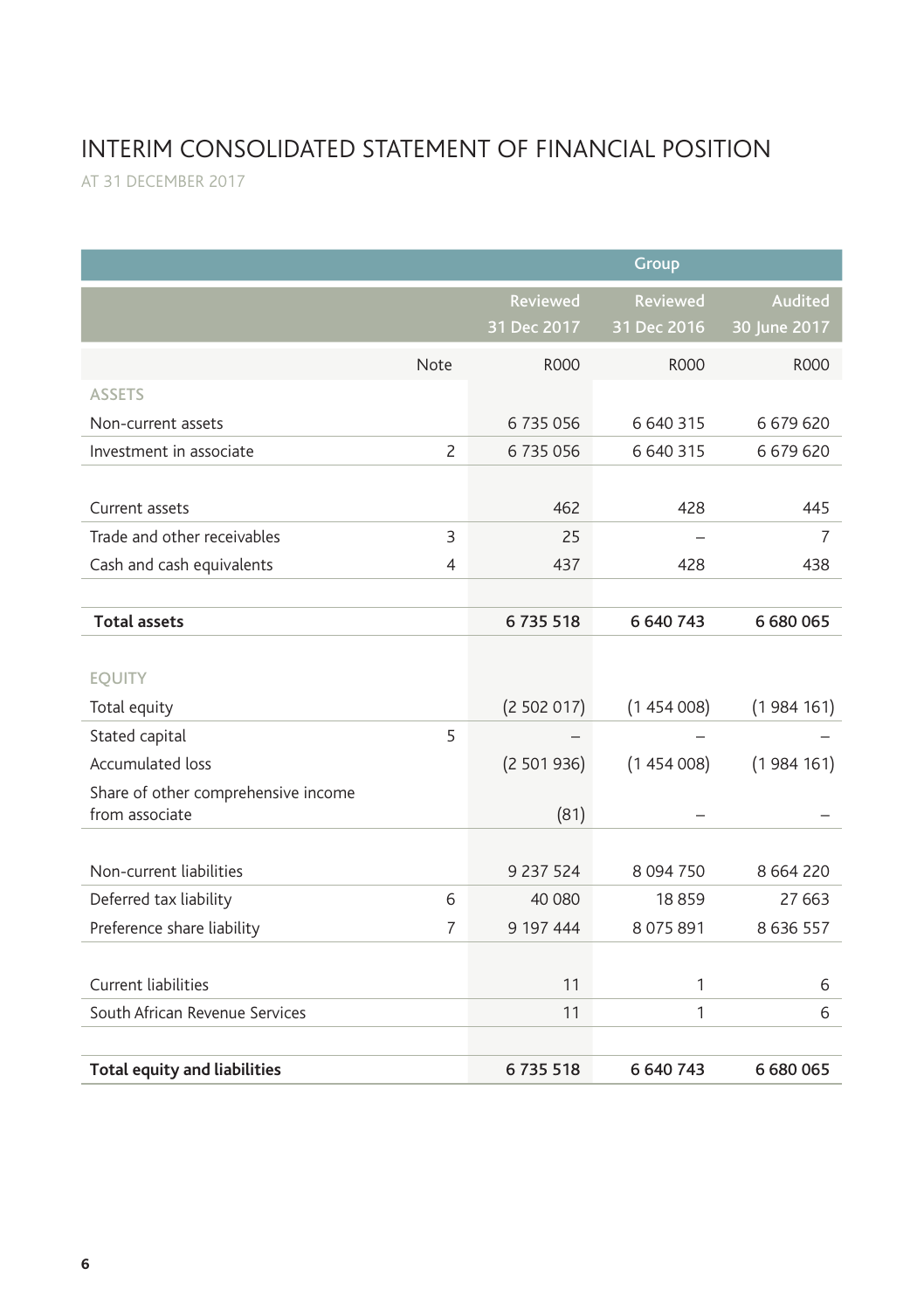# INTERIM CONSOLIDATED STATEMENT OF FINANCIAL POSITION

AT 31 DECEMBER 2017

| | | Group | | |
|---|---|---|---|---|
| | | Reviewed 31 Dec 2017 | Reviewed 31 Dec 2016 | Audited 30 June 2017 |
| | Note | R000 | R000 | R000 |
| ASSETS | | | | |
| Non-current assets | | 6 735 056 | 6 640 315 | 6 679 620 |
| Investment in associate | 2 | 6 735 056 | 6 640 315 | 6 679 620 |
| Current assets | | 462 | 428 | 445 |
| Trade and other receivables | 3 | 25 | – | 7 |
| Cash and cash equivalents | 4 | 437 | 428 | 438 |
| **Total assets** | | **6 735 518** | **6 640 743** | **6 680 065** |
| EQUITY | | | | |
| Total equity | | (2 502 017) | (1 454 008) | (1 984 161) |
| Stated capital | 5 | – | – | – |
| Accumulated loss | | (2 501 936) | (1 454 008) | (1 984 161) |
| Share of other comprehensive income from associate | | (81) | – | – |
| Non-current liabilities | | 9 237 524 | 8 094 750 | 8 664 220 |
| Deferred tax liability | 6 | 40 080 | 18 859 | 27 663 |
| Preference share liability | 7 | 9 197 444 | 8 075 891 | 8 636 557 |
| Current liabilities | | 11 | 1 | 6 |
| South African Revenue Services | | 11 | 1 | 6 |
| **Total equity and liabilities** | | **6 735 518** | **6 640 743** | **6 680 065** |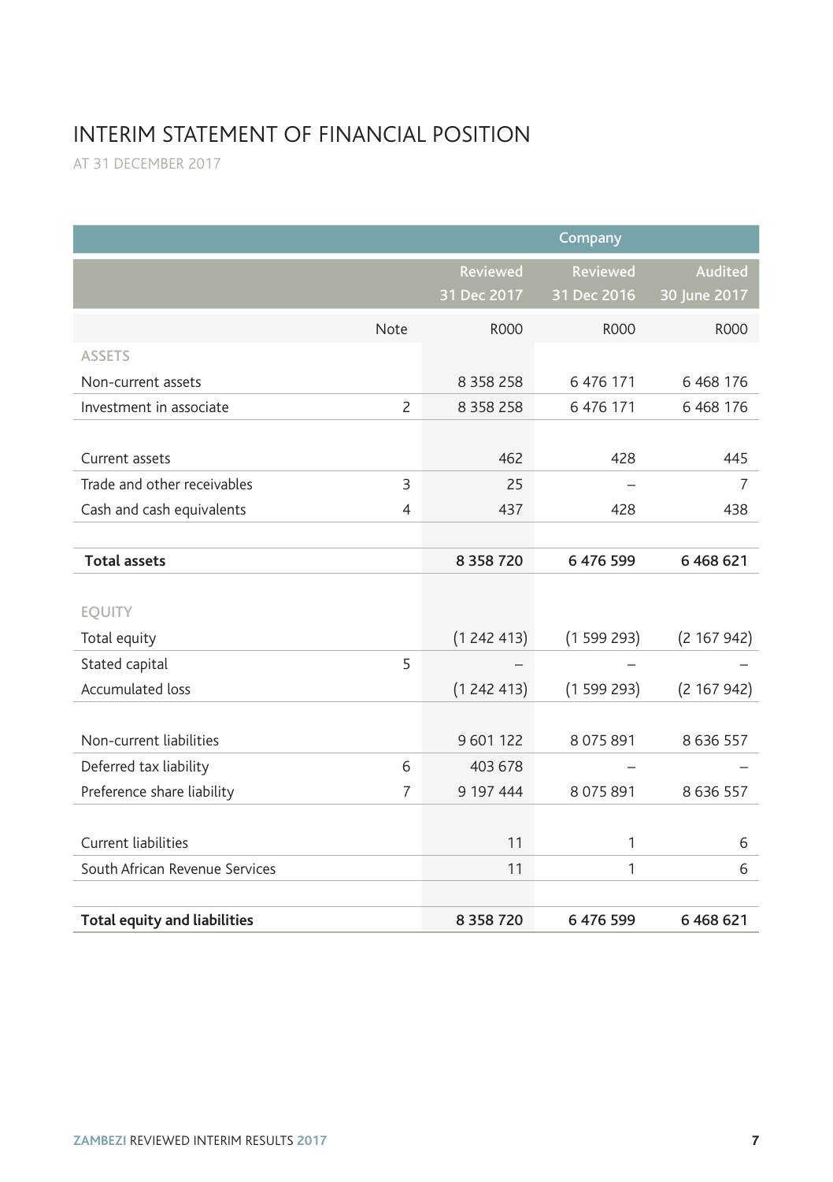# INTERIM STATEMENT OF FINANCIAL POSITION

AT 31 DECEMBER 2017

| | | Company | | |
|---|---|---|---|---|
| | | Reviewed 31 Dec 2017 | Reviewed 31 Dec 2016 | Audited 30 June 2017 |
| | Note | R000 | R000 | R000 |
| ASSETS | | | | |
| Non-current assets | | 8 358 258 | 6 476 171 | 6 468 176 |
| Investment in associate | 2 | 8 358 258 | 6 476 171 | 6 468 176 |
| | | | | |
| Current assets | | 462 | 428 | 445 |
| Trade and other receivables | 3 | 25 | – | 7 |
| Cash and cash equivalents | 4 | 437 | 428 | 438 |
| | | | | |
| **Total assets** | | **8 358 720** | **6 476 599** | **6 468 621** |
| | | | | |
| EQUITY | | | | |
| Total equity | | (1 242 413) | (1 599 293) | (2 167 942) |
| Stated capital | 5 | – | – | – |
| Accumulated loss | | (1 242 413) | (1 599 293) | (2 167 942) |
| | | | | |
| Non-current liabilities | | 9 601 122 | 8 075 891 | 8 636 557 |
| Deferred tax liability | 6 | 403 678 | – | – |
| Preference share liability | 7 | 9 197 444 | 8 075 891 | 8 636 557 |
| | | | | |
| Current liabilities | | 11 | 1 | 6 |
| South African Revenue Services | | 11 | 1 | 6 |
| | | | | |
| **Total equity and liabilities** | | **8 358 720** | **6 476 599** | **6 468 621** |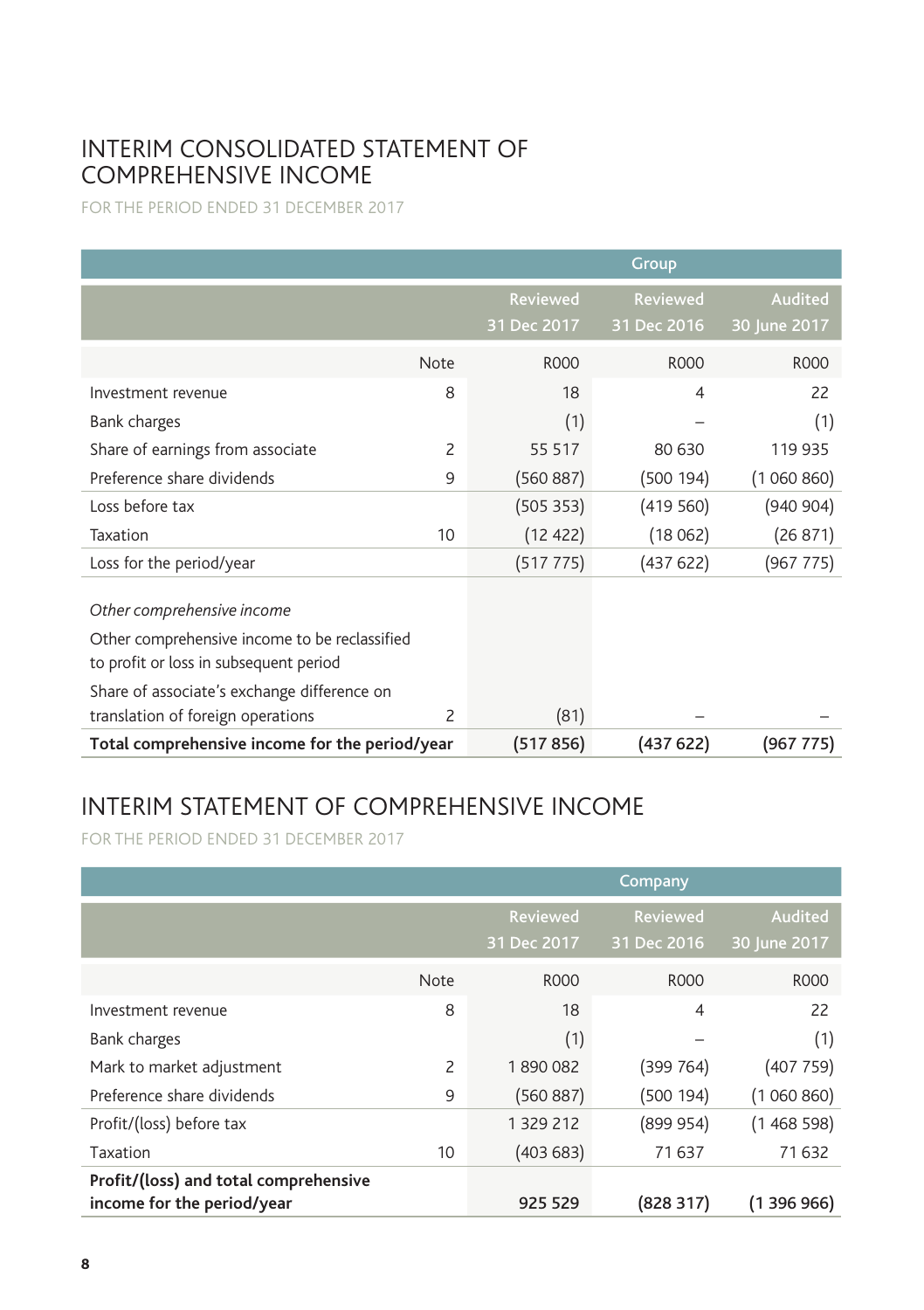# INTERIM CONSOLIDATED STATEMENT OF COMPREHENSIVE INCOME

FOR THE PERIOD ENDED 31 DECEMBER 2017

| | | Group | | |
|---|---|---|---|---|
| | | Reviewed 31 Dec 2017 | Reviewed 31 Dec 2016 | Audited 30 June 2017 |
| | Note | R000 | R000 | R000 |
| Investment revenue | 8 | 18 | 4 | 22 |
| Bank charges | | (1) | – | (1) |
| Share of earnings from associate | 2 | 55 517 | 80 630 | 119 935 |
| Preference share dividends | 9 | (560 887) | (500 194) | (1 060 860) |
| Loss before tax | | (505 353) | (419 560) | (940 904) |
| Taxation | 10 | (12 422) | (18 062) | (26 871) |
| Loss for the period/year | | (517 775) | (437 622) | (967 775) |
| *Other comprehensive income* | | | | |
| Other comprehensive income to be reclassified to profit or loss in subsequent period | | | | |
| Share of associate's exchange difference on translation of foreign operations | 2 | (81) | – | – |
| **Total comprehensive income for the period/year** | | **(517 856)** | **(437 622)** | **(967 775)** |

# INTERIM STATEMENT OF COMPREHENSIVE INCOME

FOR THE PERIOD ENDED 31 DECEMBER 2017

| | | Company | | |
|---|---|---|---|---|
| | | Reviewed 31 Dec 2017 | Reviewed 31 Dec 2016 | Audited 30 June 2017 |
| | Note | R000 | R000 | R000 |
| Investment revenue | 8 | 18 | 4 | 22 |
| Bank charges | | (1) | – | (1) |
| Mark to market adjustment | 2 | 1 890 082 | (399 764) | (407 759) |
| Preference share dividends | 9 | (560 887) | (500 194) | (1 060 860) |
| Profit/(loss) before tax | | 1 329 212 | (899 954) | (1 468 598) |
| Taxation | 10 | (403 683) | 71 637 | 71 632 |
| **Profit/(loss) and total comprehensive income for the period/year** | | **925 529** | **(828 317)** | **(1 396 966)** |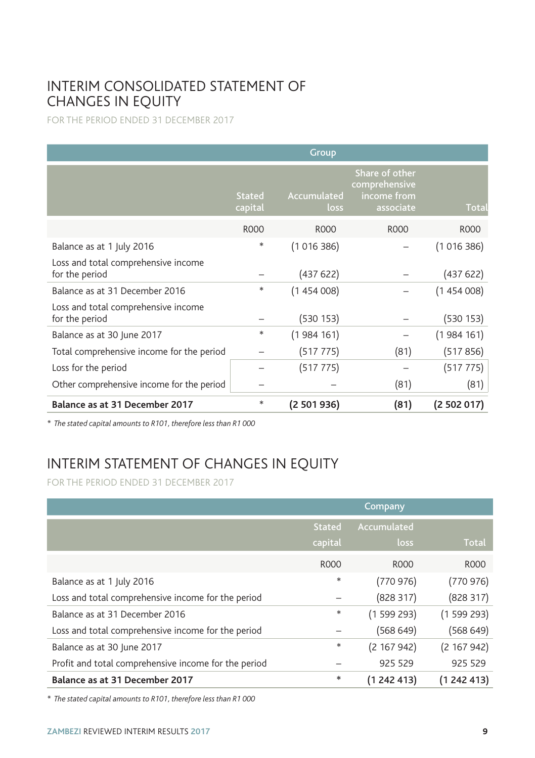# INTERIM CONSOLIDATED STATEMENT OF CHANGES IN EQUITY

FOR THE PERIOD ENDED 31 DECEMBER 2017

| | Group | | | |
|---|---|---|---|---|
| | Stated capital | Accumulated loss | Share of other comprehensive income from associate | Total |
| | R000 | R000 | R000 | R000 |
| Balance as at 1 July 2016 | * | (1 016 386) | – | (1 016 386) |
| Loss and total comprehensive income for the period | – | (437 622) | – | (437 622) |
| Balance as at 31 December 2016 | * | (1 454 008) | – | (1 454 008) |
| Loss and total comprehensive income for the period | – | (530 153) | – | (530 153) |
| Balance as at 30 June 2017 | * | (1 984 161) | – | (1 984 161) |
| Total comprehensive income for the period | – | (517 775) | (81) | (517 856) |
| Loss for the period | – | (517 775) | – | (517 775) |
| Other comprehensive income for the period | – | – | (81) | (81) |
| **Balance as at 31 December 2017** | * | **(2 501 936)** | **(81)** | **(2 502 017)** |

\* *The stated capital amounts to R101, therefore less than R1 000*

# INTERIM STATEMENT OF CHANGES IN EQUITY

FOR THE PERIOD ENDED 31 DECEMBER 2017

| | Company | | |
|---|---|---|---|
| | Stated capital | Accumulated loss | Total |
| | R000 | R000 | R000 |
| Balance as at 1 July 2016 | * | (770 976) | (770 976) |
| Loss and total comprehensive income for the period | – | (828 317) | (828 317) |
| Balance as at 31 December 2016 | * | (1 599 293) | (1 599 293) |
| Loss and total comprehensive income for the period | – | (568 649) | (568 649) |
| Balance as at 30 June 2017 | * | (2 167 942) | (2 167 942) |
| Profit and total comprehensive income for the period | – | 925 529 | 925 529 |
| **Balance as at 31 December 2017** | * | **(1 242 413)** | **(1 242 413)** |

\* *The stated capital amounts to R101, therefore less than R1 000*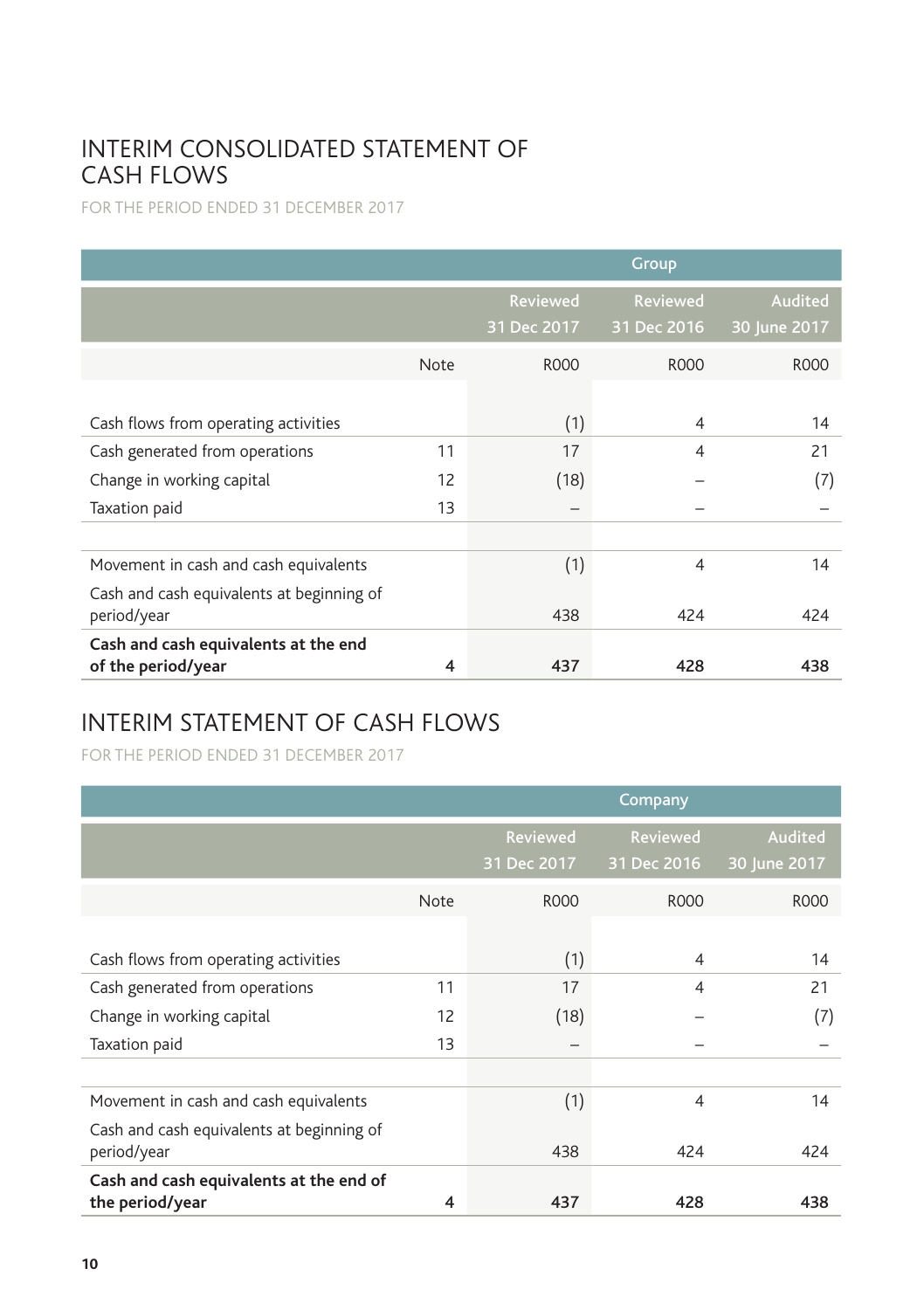# INTERIM CONSOLIDATED STATEMENT OF CASH FLOWS

FOR THE PERIOD ENDED 31 DECEMBER 2017

| | | Group | | |
|---|---|---|---|---|
| | | Reviewed 31 Dec 2017 | Reviewed 31 Dec 2016 | Audited 30 June 2017 |
| | Note | R000 | R000 | R000 |
| Cash flows from operating activities | | (1) | 4 | 14 |
| Cash generated from operations | 11 | 17 | 4 | 21 |
| Change in working capital | 12 | (18) | – | (7) |
| Taxation paid | 13 | – | – | – |
| Movement in cash and cash equivalents | | (1) | 4 | 14 |
| Cash and cash equivalents at beginning of period/year | | 438 | 424 | 424 |
| **Cash and cash equivalents at the end of the period/year** | **4** | **437** | **428** | **438** |

# INTERIM STATEMENT OF CASH FLOWS

FOR THE PERIOD ENDED 31 DECEMBER 2017

| | | Company | | |
|---|---|---|---|---|
| | | Reviewed 31 Dec 2017 | Reviewed 31 Dec 2016 | Audited 30 June 2017 |
| | Note | R000 | R000 | R000 |
| Cash flows from operating activities | | (1) | 4 | 14 |
| Cash generated from operations | 11 | 17 | 4 | 21 |
| Change in working capital | 12 | (18) | – | (7) |
| Taxation paid | 13 | – | – | – |
| Movement in cash and cash equivalents | | (1) | 4 | 14 |
| Cash and cash equivalents at beginning of period/year | | 438 | 424 | 424 |
| **Cash and cash equivalents at the end of the period/year** | **4** | **437** | **428** | **438** |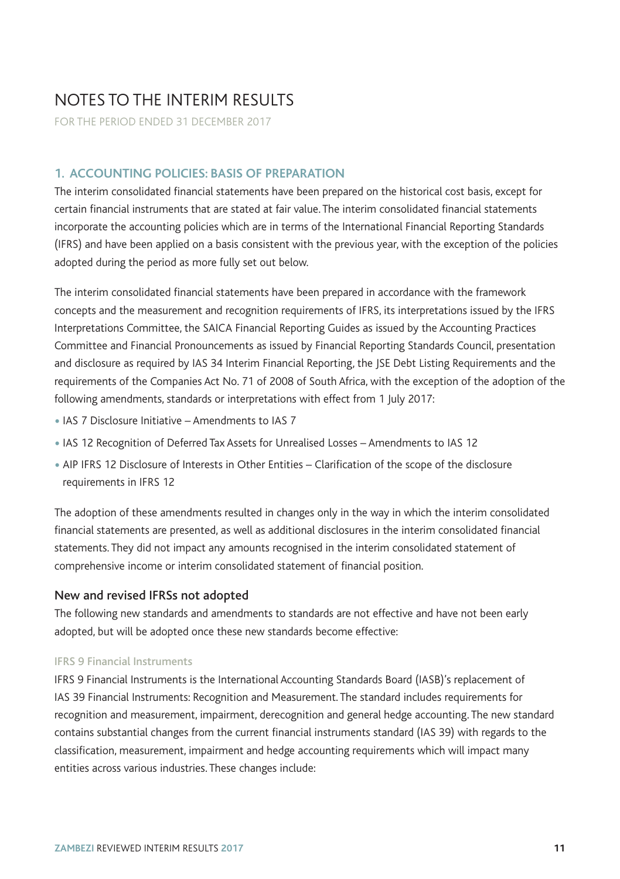# NOTES TO THE INTERIM RESULTS

FOR THE PERIOD ENDED 31 DECEMBER 2017

## 1. ACCOUNTING POLICIES: BASIS OF PREPARATION

The interim consolidated financial statements have been prepared on the historical cost basis, except for certain financial instruments that are stated at fair value. The interim consolidated financial statements incorporate the accounting policies which are in terms of the International Financial Reporting Standards (IFRS) and have been applied on a basis consistent with the previous year, with the exception of the policies adopted during the period as more fully set out below.

The interim consolidated financial statements have been prepared in accordance with the framework concepts and the measurement and recognition requirements of IFRS, its interpretations issued by the IFRS Interpretations Committee, the SAICA Financial Reporting Guides as issued by the Accounting Practices Committee and Financial Pronouncements as issued by Financial Reporting Standards Council, presentation and disclosure as required by IAS 34 Interim Financial Reporting, the JSE Debt Listing Requirements and the requirements of the Companies Act No. 71 of 2008 of South Africa, with the exception of the adoption of the following amendments, standards or interpretations with effect from 1 July 2017:

- IAS 7 Disclosure Initiative – Amendments to IAS 7
- IAS 12 Recognition of Deferred Tax Assets for Unrealised Losses – Amendments to IAS 12
- AIP IFRS 12 Disclosure of Interests in Other Entities – Clarification of the scope of the disclosure requirements in IFRS 12

The adoption of these amendments resulted in changes only in the way in which the interim consolidated financial statements are presented, as well as additional disclosures in the interim consolidated financial statements. They did not impact any amounts recognised in the interim consolidated statement of comprehensive income or interim consolidated statement of financial position.

### New and revised IFRSs not adopted

The following new standards and amendments to standards are not effective and have not been early adopted, but will be adopted once these new standards become effective:

#### IFRS 9 Financial Instruments

IFRS 9 Financial Instruments is the International Accounting Standards Board (IASB)'s replacement of IAS 39 Financial Instruments: Recognition and Measurement. The standard includes requirements for recognition and measurement, impairment, derecognition and general hedge accounting. The new standard contains substantial changes from the current financial instruments standard (IAS 39) with regards to the classification, measurement, impairment and hedge accounting requirements which will impact many entities across various industries. These changes include: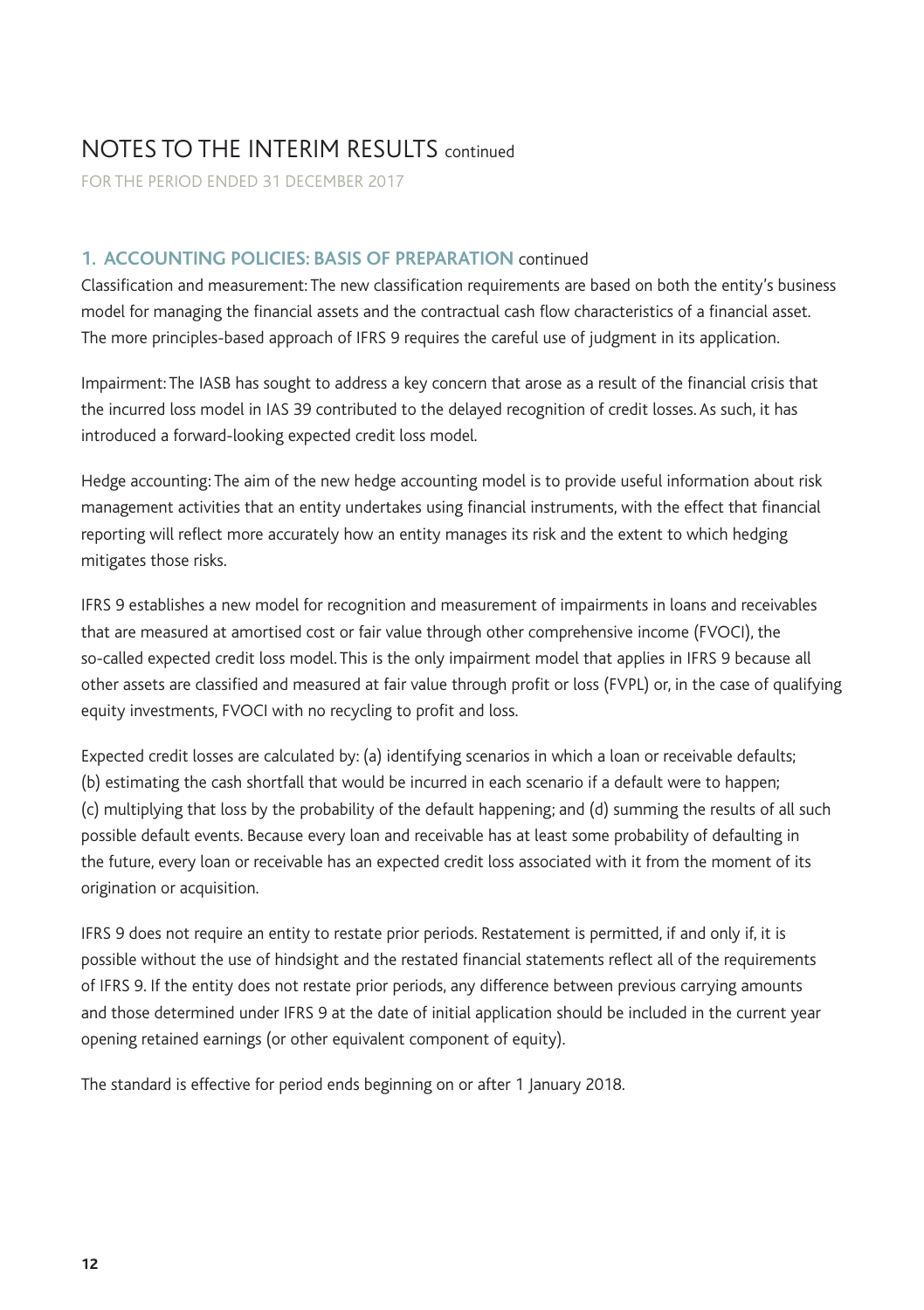# NOTES TO THE INTERIM RESULTS continued

FOR THE PERIOD ENDED 31 DECEMBER 2017

## 1. ACCOUNTING POLICIES: BASIS OF PREPARATION continued

Classification and measurement: The new classification requirements are based on both the entity's business model for managing the financial assets and the contractual cash flow characteristics of a financial asset. The more principles-based approach of IFRS 9 requires the careful use of judgment in its application.

Impairment: The IASB has sought to address a key concern that arose as a result of the financial crisis that the incurred loss model in IAS 39 contributed to the delayed recognition of credit losses. As such, it has introduced a forward-looking expected credit loss model.

Hedge accounting: The aim of the new hedge accounting model is to provide useful information about risk management activities that an entity undertakes using financial instruments, with the effect that financial reporting will reflect more accurately how an entity manages its risk and the extent to which hedging mitigates those risks.

IFRS 9 establishes a new model for recognition and measurement of impairments in loans and receivables that are measured at amortised cost or fair value through other comprehensive income (FVOCI), the so-called expected credit loss model. This is the only impairment model that applies in IFRS 9 because all other assets are classified and measured at fair value through profit or loss (FVPL) or, in the case of qualifying equity investments, FVOCI with no recycling to profit and loss.

Expected credit losses are calculated by: (a) identifying scenarios in which a loan or receivable defaults; (b) estimating the cash shortfall that would be incurred in each scenario if a default were to happen; (c) multiplying that loss by the probability of the default happening; and (d) summing the results of all such possible default events. Because every loan and receivable has at least some probability of defaulting in the future, every loan or receivable has an expected credit loss associated with it from the moment of its origination or acquisition.

IFRS 9 does not require an entity to restate prior periods. Restatement is permitted, if and only if, it is possible without the use of hindsight and the restated financial statements reflect all of the requirements of IFRS 9. If the entity does not restate prior periods, any difference between previous carrying amounts and those determined under IFRS 9 at the date of initial application should be included in the current year opening retained earnings (or other equivalent component of equity).

The standard is effective for period ends beginning on or after 1 January 2018.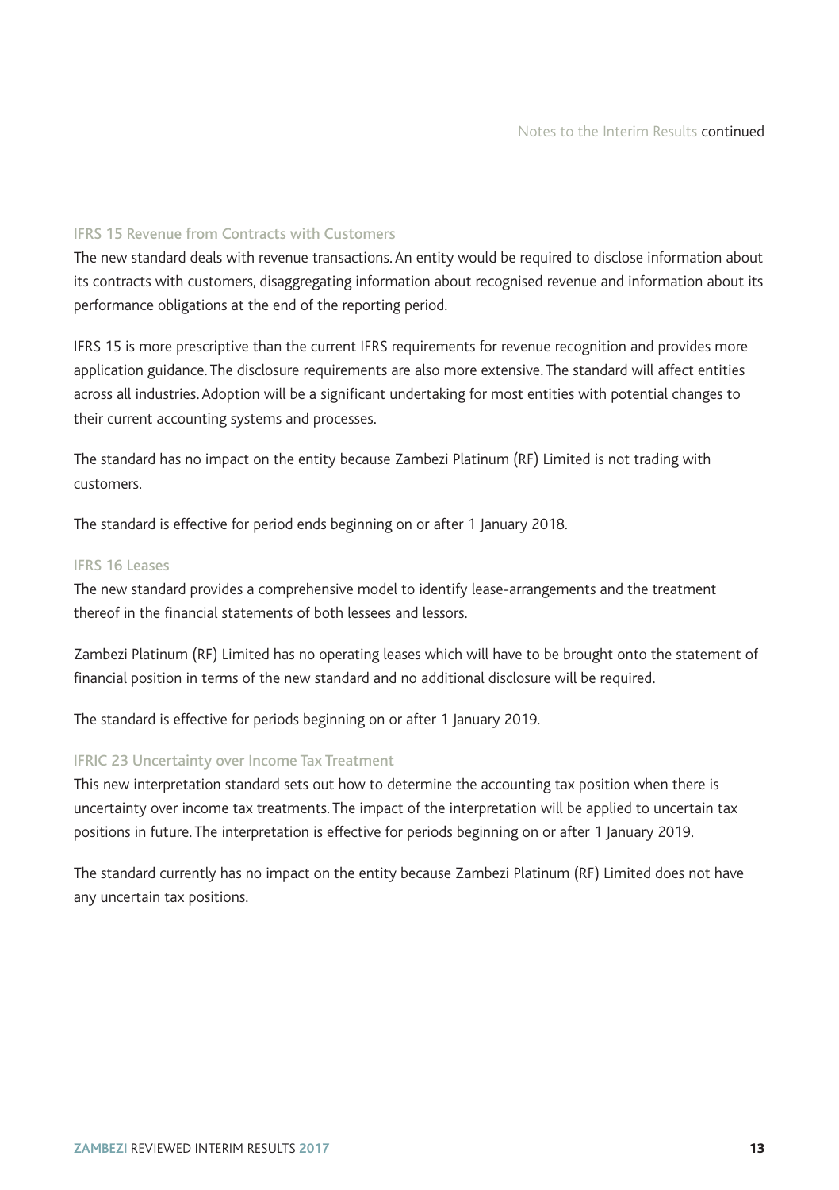### IFRS 15 Revenue from Contracts with Customers

The new standard deals with revenue transactions. An entity would be required to disclose information about its contracts with customers, disaggregating information about recognised revenue and information about its performance obligations at the end of the reporting period.

IFRS 15 is more prescriptive than the current IFRS requirements for revenue recognition and provides more application guidance. The disclosure requirements are also more extensive. The standard will affect entities across all industries. Adoption will be a significant undertaking for most entities with potential changes to their current accounting systems and processes.

The standard has no impact on the entity because Zambezi Platinum (RF) Limited is not trading with customers.

The standard is effective for period ends beginning on or after 1 January 2018.

### IFRS 16 Leases

The new standard provides a comprehensive model to identify lease-arrangements and the treatment thereof in the financial statements of both lessees and lessors.

Zambezi Platinum (RF) Limited has no operating leases which will have to be brought onto the statement of financial position in terms of the new standard and no additional disclosure will be required.

The standard is effective for periods beginning on or after 1 January 2019.

### IFRIC 23 Uncertainty over Income Tax Treatment

This new interpretation standard sets out how to determine the accounting tax position when there is uncertainty over income tax treatments. The impact of the interpretation will be applied to uncertain tax positions in future. The interpretation is effective for periods beginning on or after 1 January 2019.

The standard currently has no impact on the entity because Zambezi Platinum (RF) Limited does not have any uncertain tax positions.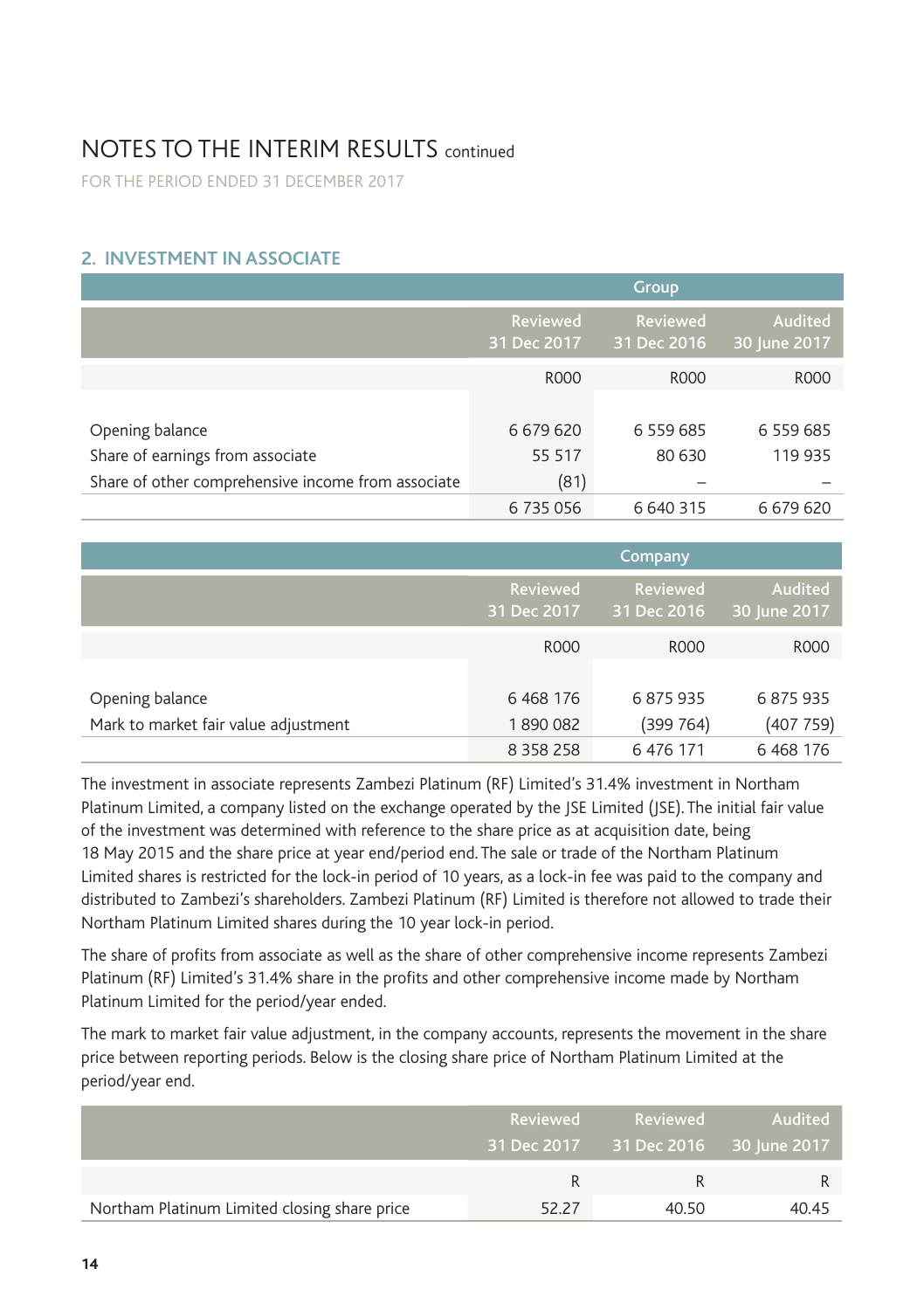# NOTES TO THE INTERIM RESULTS continued

FOR THE PERIOD ENDED 31 DECEMBER 2017

## 2. INVESTMENT IN ASSOCIATE

| | Group | | |
|---|---|---|---|
| | Reviewed 31 Dec 2017 | Reviewed 31 Dec 2016 | Audited 30 June 2017 |
| | R000 | R000 | R000 |
| Opening balance | 6 679 620 | 6 559 685 | 6 559 685 |
| Share of earnings from associate | 55 517 | 80 630 | 119 935 |
| Share of other comprehensive income from associate | (81) | – | – |
| | 6 735 056 | 6 640 315 | 6 679 620 |

| | Company | | |
|---|---|---|---|
| | Reviewed 31 Dec 2017 | Reviewed 31 Dec 2016 | Audited 30 June 2017 |
| | R000 | R000 | R000 |
| Opening balance | 6 468 176 | 6 875 935 | 6 875 935 |
| Mark to market fair value adjustment | 1 890 082 | (399 764) | (407 759) |
| | 8 358 258 | 6 476 171 | 6 468 176 |

The investment in associate represents Zambezi Platinum (RF) Limited's 31.4% investment in Northam Platinum Limited, a company listed on the exchange operated by the JSE Limited (JSE). The initial fair value of the investment was determined with reference to the share price as at acquisition date, being 18 May 2015 and the share price at year end/period end. The sale or trade of the Northam Platinum Limited shares is restricted for the lock-in period of 10 years, as a lock-in fee was paid to the company and distributed to Zambezi's shareholders. Zambezi Platinum (RF) Limited is therefore not allowed to trade their Northam Platinum Limited shares during the 10 year lock-in period.

The share of profits from associate as well as the share of other comprehensive income represents Zambezi Platinum (RF) Limited's 31.4% share in the profits and other comprehensive income made by Northam Platinum Limited for the period/year ended.

The mark to market fair value adjustment, in the company accounts, represents the movement in the share price between reporting periods. Below is the closing share price of Northam Platinum Limited at the period/year end.

| | Reviewed 31 Dec 2017 | Reviewed 31 Dec 2016 | Audited 30 June 2017 |
|---|---|---|---|
| | R | R | R |
| Northam Platinum Limited closing share price | 52.27 | 40.50 | 40.45 |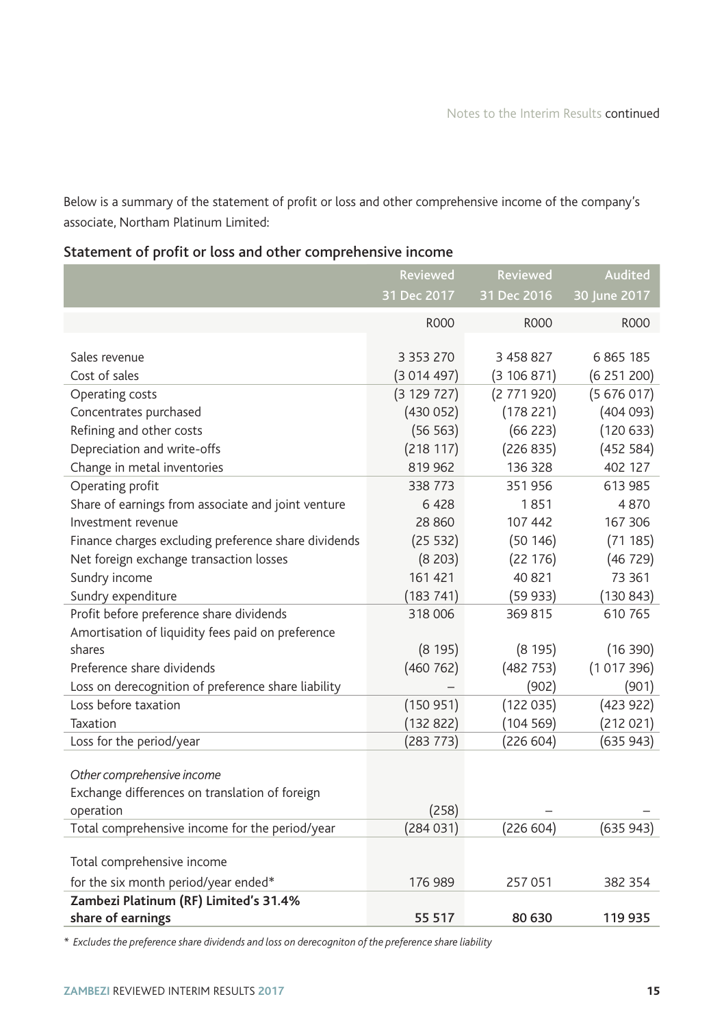Below is a summary of the statement of profit or loss and other comprehensive income of the company's associate, Northam Platinum Limited:

### Statement of profit or loss and other comprehensive income

| | Reviewed 31 Dec 2017 | Reviewed 31 Dec 2016 | Audited 30 June 2017 |
|---|---|---|---|
| | R000 | R000 | R000 |
| Sales revenue | 3 353 270 | 3 458 827 | 6 865 185 |
| Cost of sales | (3 014 497) | (3 106 871) | (6 251 200) |
| Operating costs | (3 129 727) | (2 771 920) | (5 676 017) |
| Concentrates purchased | (430 052) | (178 221) | (404 093) |
| Refining and other costs | (56 563) | (66 223) | (120 633) |
| Depreciation and write-offs | (218 117) | (226 835) | (452 584) |
| Change in metal inventories | 819 962 | 136 328 | 402 127 |
| Operating profit | 338 773 | 351 956 | 613 985 |
| Share of earnings from associate and joint venture | 6 428 | 1 851 | 4 870 |
| Investment revenue | 28 860 | 107 442 | 167 306 |
| Finance charges excluding preference share dividends | (25 532) | (50 146) | (71 185) |
| Net foreign exchange transaction losses | (8 203) | (22 176) | (46 729) |
| Sundry income | 161 421 | 40 821 | 73 361 |
| Sundry expenditure | (183 741) | (59 933) | (130 843) |
| Profit before preference share dividends | 318 006 | 369 815 | 610 765 |
| Amortisation of liquidity fees paid on preference shares | (8 195) | (8 195) | (16 390) |
| Preference share dividends | (460 762) | (482 753) | (1 017 396) |
| Loss on derecognition of preference share liability | – | (902) | (901) |
| Loss before taxation | (150 951) | (122 035) | (423 922) |
| Taxation | (132 822) | (104 569) | (212 021) |
| Loss for the period/year | (283 773) | (226 604) | (635 943) |
| *Other comprehensive income* | | | |
| Exchange differences on translation of foreign operation | (258) | – | – |
| Total comprehensive income for the period/year | (284 031) | (226 604) | (635 943) |
| Total comprehensive income for the six month period/year ended* | 176 989 | 257 051 | 382 354 |
| **Zambezi Platinum (RF) Limited's 31.4% share of earnings** | **55 517** | **80 630** | **119 935** |

\* *Excludes the preference share dividends and loss on derecogniton of the preference share liability*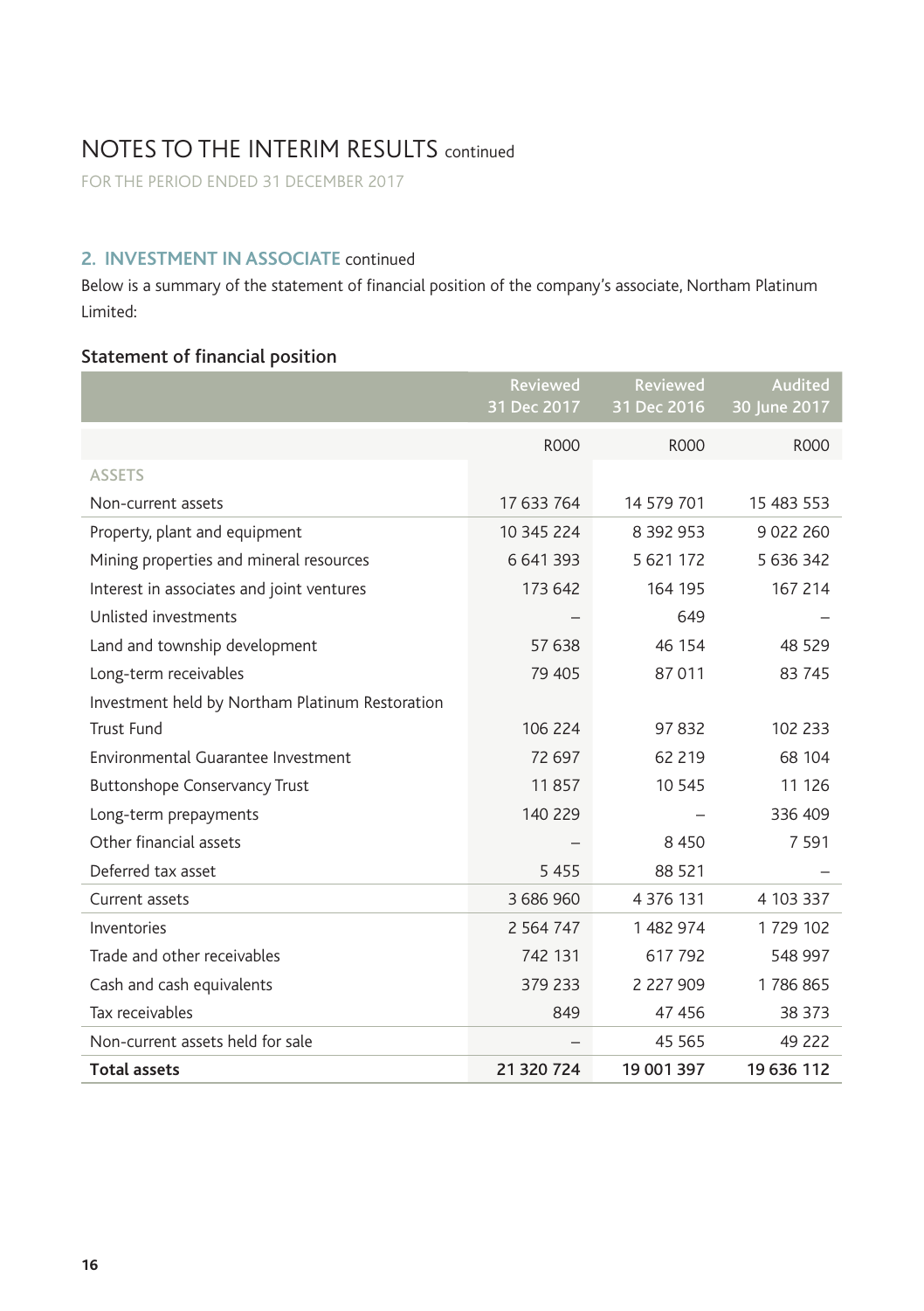# NOTES TO THE INTERIM RESULTS continued

FOR THE PERIOD ENDED 31 DECEMBER 2017

## 2. INVESTMENT IN ASSOCIATE continued

Below is a summary of the statement of financial position of the company's associate, Northam Platinum Limited:

### Statement of financial position

| | Reviewed 31 Dec 2017 | Reviewed 31 Dec 2016 | Audited 30 June 2017 |
|---|---|---|---|
| | R000 | R000 | R000 |
| ASSETS | | | |
| Non-current assets | 17 633 764 | 14 579 701 | 15 483 553 |
| Property, plant and equipment | 10 345 224 | 8 392 953 | 9 022 260 |
| Mining properties and mineral resources | 6 641 393 | 5 621 172 | 5 636 342 |
| Interest in associates and joint ventures | 173 642 | 164 195 | 167 214 |
| Unlisted investments | – | 649 | – |
| Land and township development | 57 638 | 46 154 | 48 529 |
| Long-term receivables | 79 405 | 87 011 | 83 745 |
| Investment held by Northam Platinum Restoration Trust Fund | 106 224 | 97 832 | 102 233 |
| Environmental Guarantee Investment | 72 697 | 62 219 | 68 104 |
| Buttonshope Conservancy Trust | 11 857 | 10 545 | 11 126 |
| Long-term prepayments | 140 229 | – | 336 409 |
| Other financial assets | – | 8 450 | 7 591 |
| Deferred tax asset | 5 455 | 88 521 | – |
| Current assets | 3 686 960 | 4 376 131 | 4 103 337 |
| Inventories | 2 564 747 | 1 482 974 | 1 729 102 |
| Trade and other receivables | 742 131 | 617 792 | 548 997 |
| Cash and cash equivalents | 379 233 | 2 227 909 | 1 786 865 |
| Tax receivables | 849 | 47 456 | 38 373 |
| Non-current assets held for sale | – | 45 565 | 49 222 |
| **Total assets** | **21 320 724** | **19 001 397** | **19 636 112** |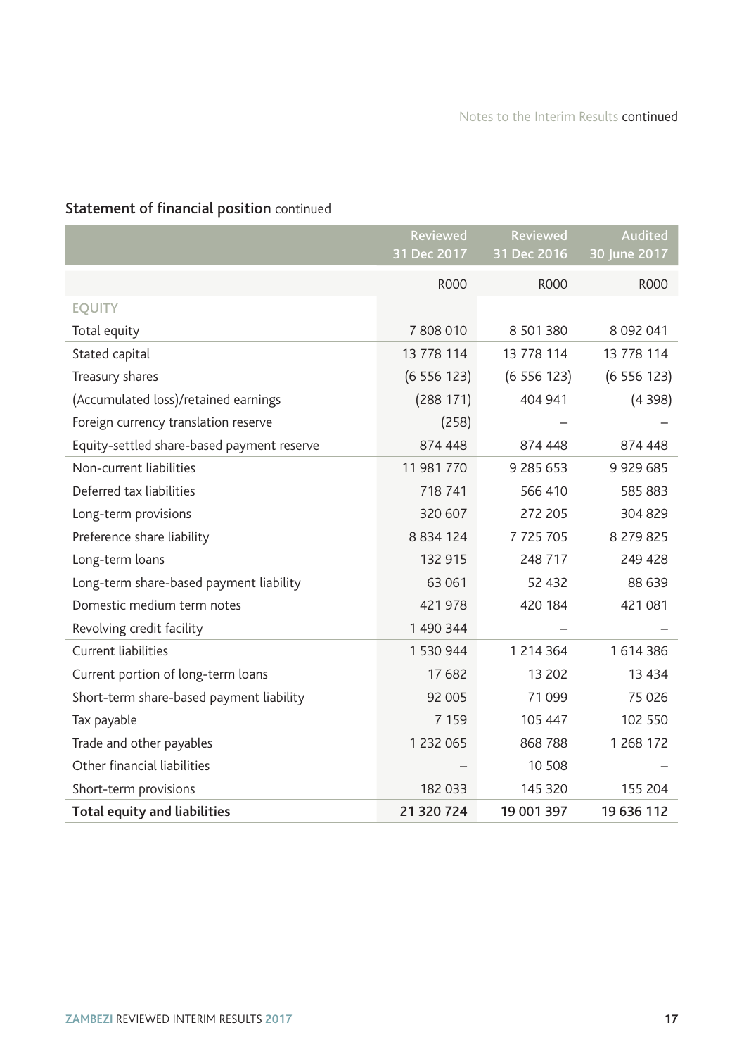## Statement of financial position continued

| | Reviewed 31 Dec 2017 | Reviewed 31 Dec 2016 | Audited 30 June 2017 |
|---|---|---|---|
| | R000 | R000 | R000 |
| EQUITY | | | |
| Total equity | 7 808 010 | 8 501 380 | 8 092 041 |
| Stated capital | 13 778 114 | 13 778 114 | 13 778 114 |
| Treasury shares | (6 556 123) | (6 556 123) | (6 556 123) |
| (Accumulated loss)/retained earnings | (288 171) | 404 941 | (4 398) |
| Foreign currency translation reserve | (258) | – | – |
| Equity-settled share-based payment reserve | 874 448 | 874 448 | 874 448 |
| Non-current liabilities | 11 981 770 | 9 285 653 | 9 929 685 |
| Deferred tax liabilities | 718 741 | 566 410 | 585 883 |
| Long-term provisions | 320 607 | 272 205 | 304 829 |
| Preference share liability | 8 834 124 | 7 725 705 | 8 279 825 |
| Long-term loans | 132 915 | 248 717 | 249 428 |
| Long-term share-based payment liability | 63 061 | 52 432 | 88 639 |
| Domestic medium term notes | 421 978 | 420 184 | 421 081 |
| Revolving credit facility | 1 490 344 | – | – |
| Current liabilities | 1 530 944 | 1 214 364 | 1 614 386 |
| Current portion of long-term loans | 17 682 | 13 202 | 13 434 |
| Short-term share-based payment liability | 92 005 | 71 099 | 75 026 |
| Tax payable | 7 159 | 105 447 | 102 550 |
| Trade and other payables | 1 232 065 | 868 788 | 1 268 172 |
| Other financial liabilities | – | 10 508 | – |
| Short-term provisions | 182 033 | 145 320 | 155 204 |
| **Total equity and liabilities** | **21 320 724** | **19 001 397** | **19 636 112** |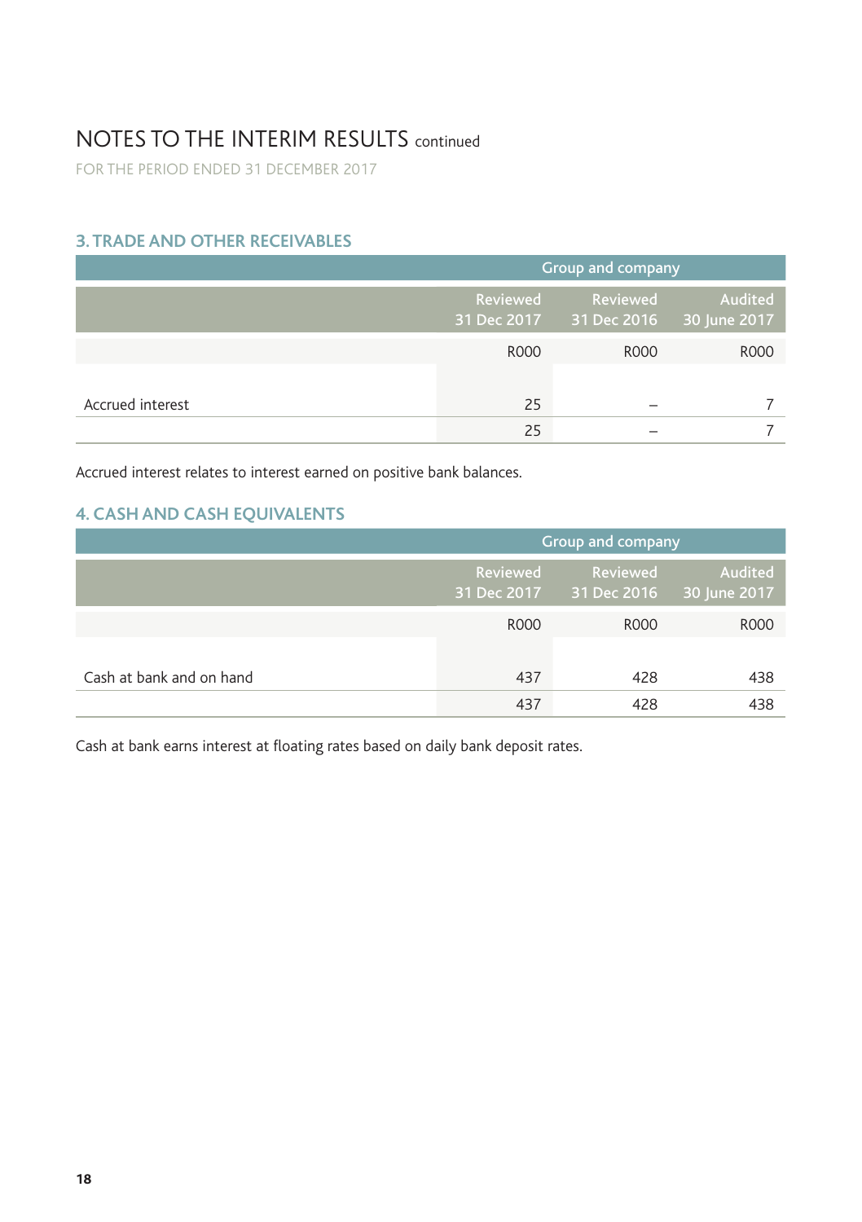# NOTES TO THE INTERIM RESULTS continued

FOR THE PERIOD ENDED 31 DECEMBER 2017

## 3. TRADE AND OTHER RECEIVABLES

| | Group and company | | |
|---|---|---|---|
| | Reviewed 31 Dec 2017 | Reviewed 31 Dec 2016 | Audited 30 June 2017 |
| | R000 | R000 | R000 |
| Accrued interest | 25 | – | 7 |
| | 25 | – | 7 |

Accrued interest relates to interest earned on positive bank balances.

## 4. CASH AND CASH EQUIVALENTS

| | Group and company | | |
|---|---|---|---|
| | Reviewed 31 Dec 2017 | Reviewed 31 Dec 2016 | Audited 30 June 2017 |
| | R000 | R000 | R000 |
| Cash at bank and on hand | 437 | 428 | 438 |
| | 437 | 428 | 438 |

Cash at bank earns interest at floating rates based on daily bank deposit rates.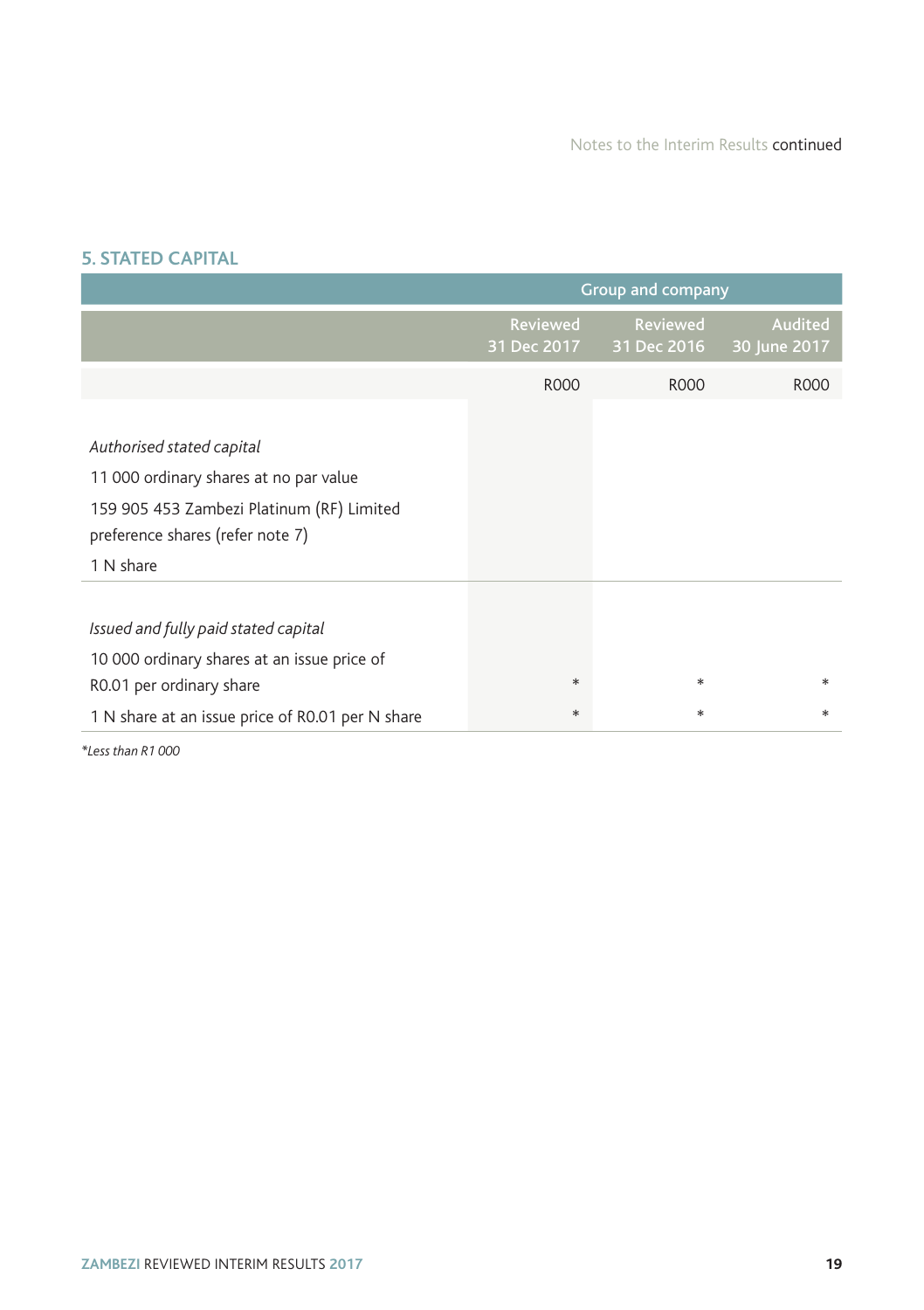## 5. STATED CAPITAL

| | Group and company | | |
|---|---|---|---|
| | Reviewed 31 Dec 2017 | Reviewed 31 Dec 2016 | Audited 30 June 2017 |
| | R000 | R000 | R000 |
| *Authorised stated capital* | | | |
| 11 000 ordinary shares at no par value | | | |
| 159 905 453 Zambezi Platinum (RF) Limited preference shares (refer note 7) | | | |
| 1 N share | | | |
| *Issued and fully paid stated capital* | | | |
| 10 000 ordinary shares at an issue price of R0.01 per ordinary share | * | * | * |
| 1 N share at an issue price of R0.01 per N share | * | * | * |

**Less than R1 000*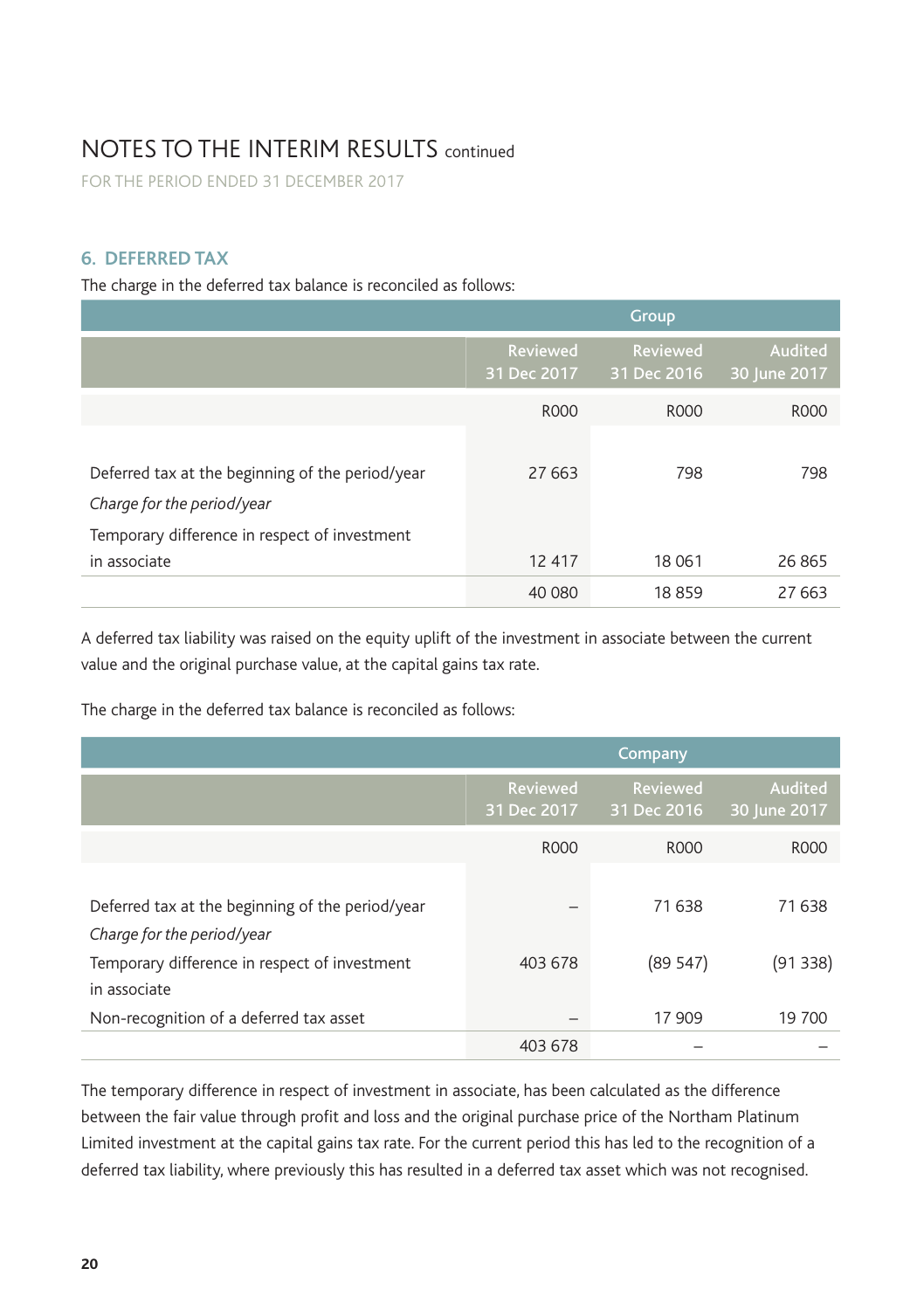# NOTES TO THE INTERIM RESULTS continued

FOR THE PERIOD ENDED 31 DECEMBER 2017

## 6. DEFERRED TAX

The charge in the deferred tax balance is reconciled as follows:

| | Group | | |
|---|---|---|---|
| | Reviewed 31 Dec 2017 | Reviewed 31 Dec 2016 | Audited 30 June 2017 |
| | R000 | R000 | R000 |
| Deferred tax at the beginning of the period/year | 27 663 | 798 | 798 |
| *Charge for the period/year* | | | |
| Temporary difference in respect of investment in associate | 12 417 | 18 061 | 26 865 |
| | 40 080 | 18 859 | 27 663 |

A deferred tax liability was raised on the equity uplift of the investment in associate between the current value and the original purchase value, at the capital gains tax rate.

The charge in the deferred tax balance is reconciled as follows:

| | Company | | |
|---|---|---|---|
| | Reviewed 31 Dec 2017 | Reviewed 31 Dec 2016 | Audited 30 June 2017 |
| | R000 | R000 | R000 |
| Deferred tax at the beginning of the period/year | – | 71 638 | 71 638 |
| *Charge for the period/year* | | | |
| Temporary difference in respect of investment in associate | 403 678 | (89 547) | (91 338) |
| Non-recognition of a deferred tax asset | – | 17 909 | 19 700 |
| | 403 678 | – | – |

The temporary difference in respect of investment in associate, has been calculated as the difference between the fair value through profit and loss and the original purchase price of the Northam Platinum Limited investment at the capital gains tax rate. For the current period this has led to the recognition of a deferred tax liability, where previously this has resulted in a deferred tax asset which was not recognised.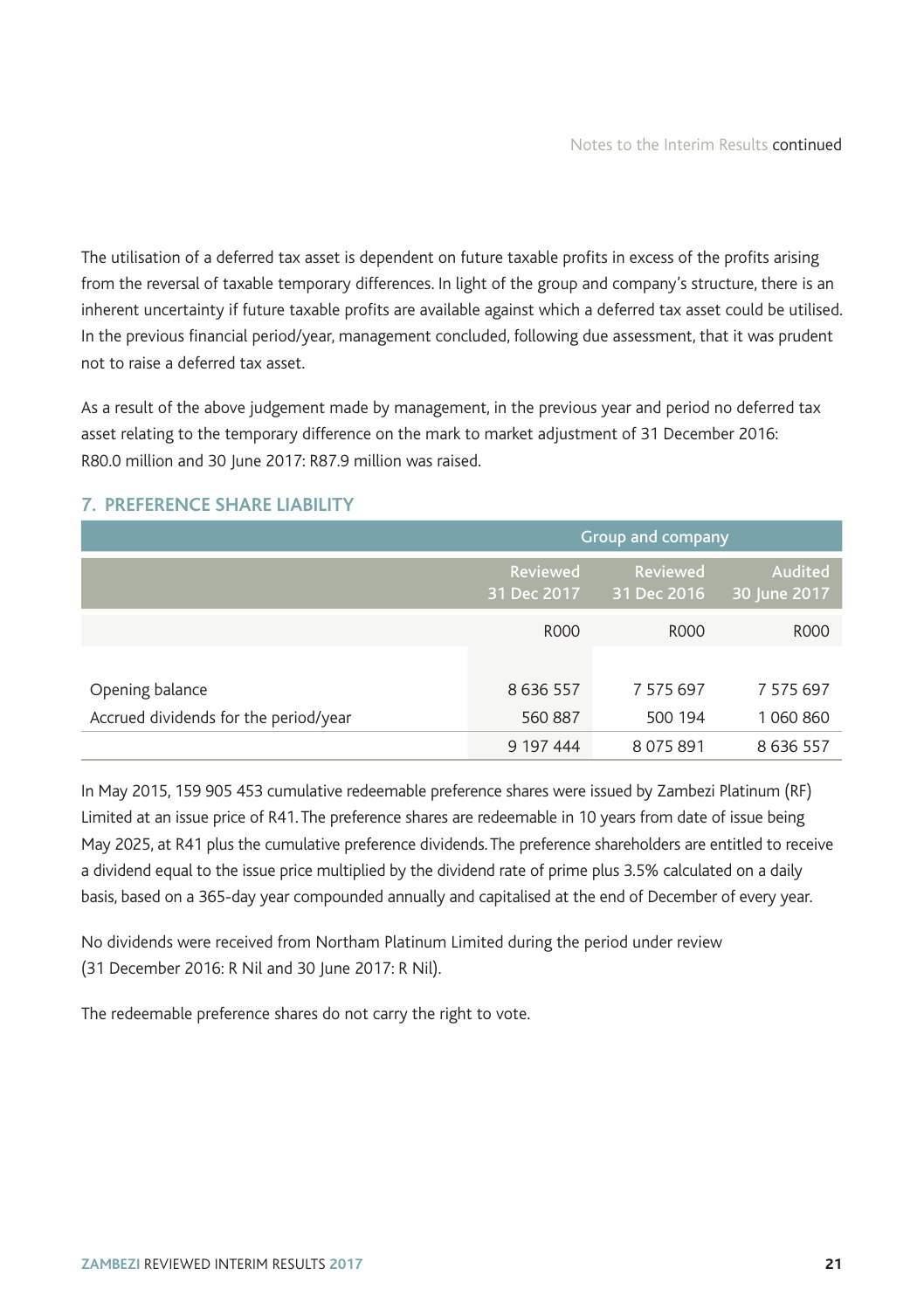The utilisation of a deferred tax asset is dependent on future taxable profits in excess of the profits arising from the reversal of taxable temporary differences. In light of the group and company's structure, there is an inherent uncertainty if future taxable profits are available against which a deferred tax asset could be utilised. In the previous financial period/year, management concluded, following due assessment, that it was prudent not to raise a deferred tax asset.

As a result of the above judgement made by management, in the previous year and period no deferred tax asset relating to the temporary difference on the mark to market adjustment of 31 December 2016: R80.0 million and 30 June 2017: R87.9 million was raised.

## 7. PREFERENCE SHARE LIABILITY

| | Group and company | | |
|---|---|---|---|
| | Reviewed 31 Dec 2017 | Reviewed 31 Dec 2016 | Audited 30 June 2017 |
| | R000 | R000 | R000 |
| Opening balance | 8 636 557 | 7 575 697 | 7 575 697 |
| Accrued dividends for the period/year | 560 887 | 500 194 | 1 060 860 |
| | 9 197 444 | 8 075 891 | 8 636 557 |

In May 2015, 159 905 453 cumulative redeemable preference shares were issued by Zambezi Platinum (RF) Limited at an issue price of R41. The preference shares are redeemable in 10 years from date of issue being May 2025, at R41 plus the cumulative preference dividends. The preference shareholders are entitled to receive a dividend equal to the issue price multiplied by the dividend rate of prime plus 3.5% calculated on a daily basis, based on a 365-day year compounded annually and capitalised at the end of December of every year.

No dividends were received from Northam Platinum Limited during the period under review (31 December 2016: R Nil and 30 June 2017: R Nil).

The redeemable preference shares do not carry the right to vote.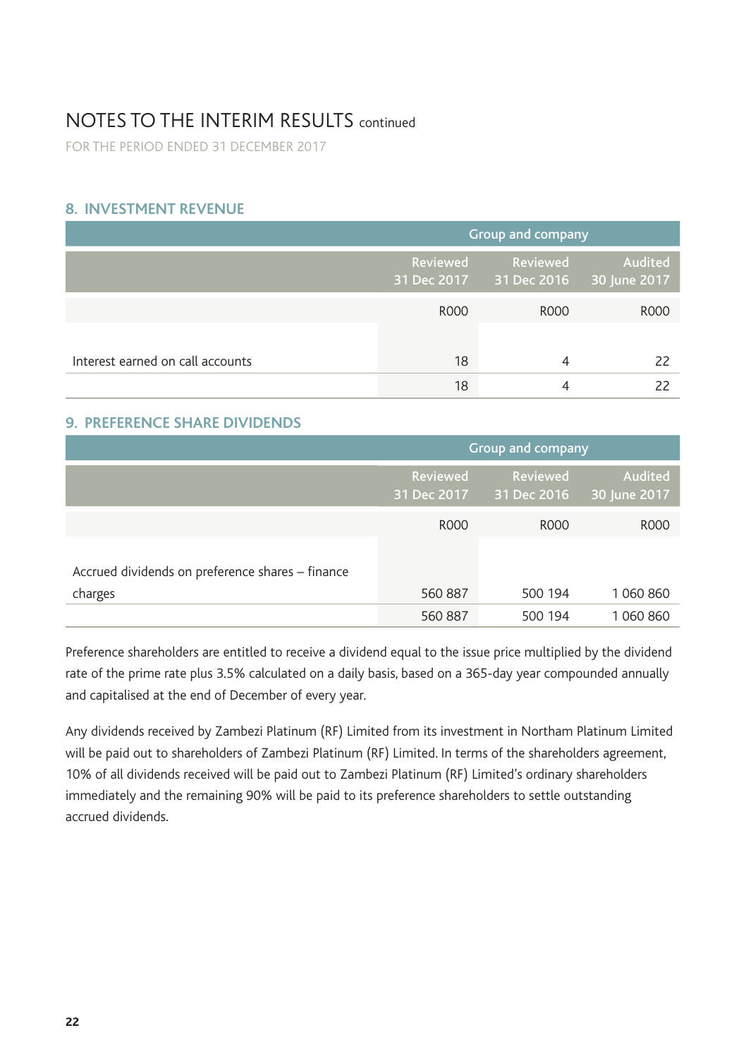# NOTES TO THE INTERIM RESULTS continued

FOR THE PERIOD ENDED 31 DECEMBER 2017

## 8. INVESTMENT REVENUE

| | Group and company | | |
|---|---|---|---|
| | Reviewed 31 Dec 2017 | Reviewed 31 Dec 2016 | Audited 30 June 2017 |
| | R000 | R000 | R000 |
| Interest earned on call accounts | 18 | 4 | 22 |
| | 18 | 4 | 22 |

## 9. PREFERENCE SHARE DIVIDENDS

| | Group and company | | |
|---|---|---|---|
| | Reviewed 31 Dec 2017 | Reviewed 31 Dec 2016 | Audited 30 June 2017 |
| | R000 | R000 | R000 |
| Accrued dividends on preference shares – finance charges | 560 887 | 500 194 | 1 060 860 |
| | 560 887 | 500 194 | 1 060 860 |

Preference shareholders are entitled to receive a dividend equal to the issue price multiplied by the dividend rate of the prime rate plus 3.5% calculated on a daily basis, based on a 365-day year compounded annually and capitalised at the end of December of every year.

Any dividends received by Zambezi Platinum (RF) Limited from its investment in Northam Platinum Limited will be paid out to shareholders of Zambezi Platinum (RF) Limited. In terms of the shareholders agreement, 10% of all dividends received will be paid out to Zambezi Platinum (RF) Limited's ordinary shareholders immediately and the remaining 90% will be paid to its preference shareholders to settle outstanding accrued dividends.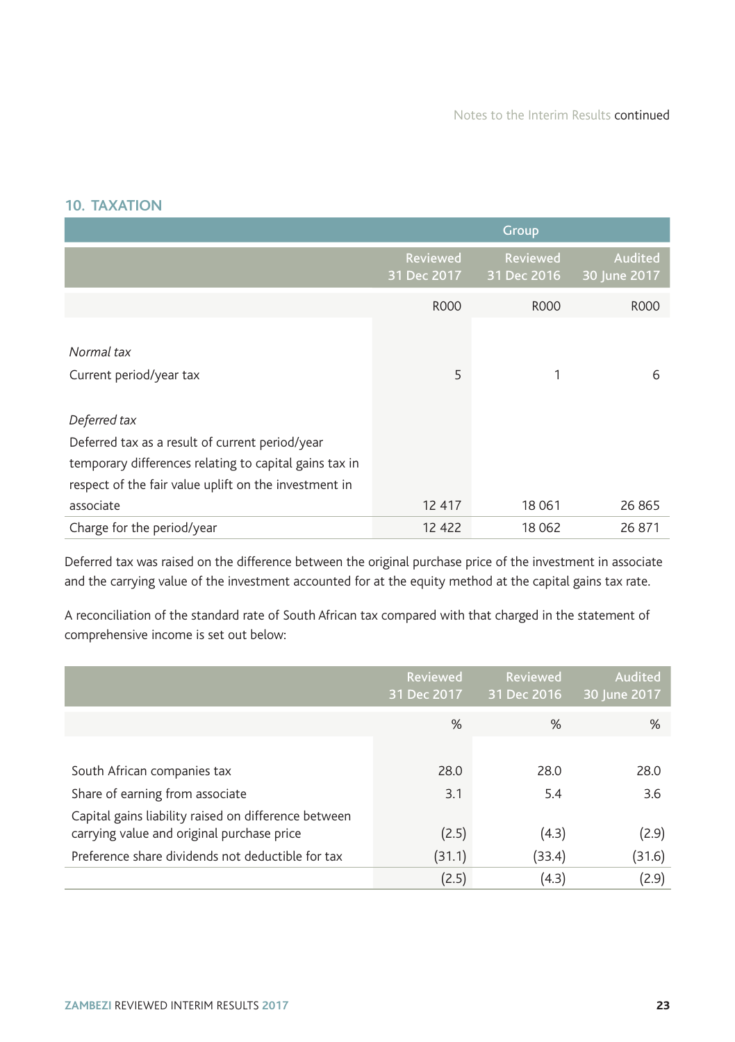## 10. TAXATION

| | Group | | |
|---|---|---|---|
| | Reviewed 31 Dec 2017 | Reviewed 31 Dec 2016 | Audited 30 June 2017 |
| | R000 | R000 | R000 |
| *Normal tax* | | | |
| Current period/year tax | 5 | 1 | 6 |
| *Deferred tax* | | | |
| Deferred tax as a result of current period/year temporary differences relating to capital gains tax in respect of the fair value uplift on the investment in associate | 12 417 | 18 061 | 26 865 |
| Charge for the period/year | 12 422 | 18 062 | 26 871 |

Deferred tax was raised on the difference between the original purchase price of the investment in associate and the carrying value of the investment accounted for at the equity method at the capital gains tax rate.

A reconciliation of the standard rate of South African tax compared with that charged in the statement of comprehensive income is set out below:

| | Reviewed 31 Dec 2017 | Reviewed 31 Dec 2016 | Audited 30 June 2017 |
|---|---|---|---|
| | % | % | % |
| South African companies tax | 28.0 | 28.0 | 28.0 |
| Share of earning from associate | 3.1 | 5.4 | 3.6 |
| Capital gains liability raised on difference between carrying value and original purchase price | (2.5) | (4.3) | (2.9) |
| Preference share dividends not deductible for tax | (31.1) | (33.4) | (31.6) |
| | (2.5) | (4.3) | (2.9) |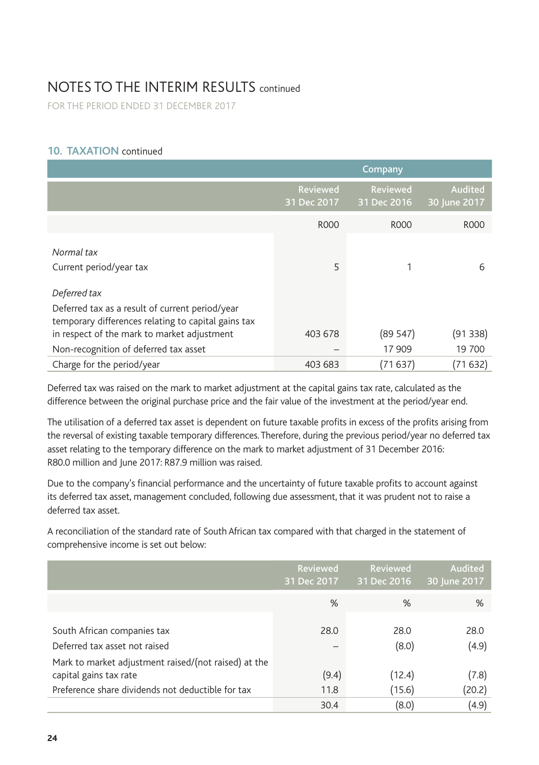# NOTES TO THE INTERIM RESULTS continued

FOR THE PERIOD ENDED 31 DECEMBER 2017

## 10. TAXATION continued

| | Company | | |
|---|---|---|---|
| | Reviewed 31 Dec 2017 | Reviewed 31 Dec 2016 | Audited 30 June 2017 |
| | R000 | R000 | R000 |
| *Normal tax* | | | |
| Current period/year tax | 5 | 1 | 6 |
| *Deferred tax* | | | |
| Deferred tax as a result of current period/year temporary differences relating to capital gains tax in respect of the mark to market adjustment | 403 678 | (89 547) | (91 338) |
| Non-recognition of deferred tax asset | – | 17 909 | 19 700 |
| Charge for the period/year | 403 683 | (71 637) | (71 632) |

Deferred tax was raised on the mark to market adjustment at the capital gains tax rate, calculated as the difference between the original purchase price and the fair value of the investment at the period/year end.

The utilisation of a deferred tax asset is dependent on future taxable profits in excess of the profits arising from the reversal of existing taxable temporary differences. Therefore, during the previous period/year no deferred tax asset relating to the temporary difference on the mark to market adjustment of 31 December 2016: R80.0 million and June 2017: R87.9 million was raised.

Due to the company's financial performance and the uncertainty of future taxable profits to account against its deferred tax asset, management concluded, following due assessment, that it was prudent not to raise a deferred tax asset.

A reconciliation of the standard rate of South African tax compared with that charged in the statement of comprehensive income is set out below:

| | Reviewed 31 Dec 2017 | Reviewed 31 Dec 2016 | Audited 30 June 2017 |
|---|---|---|---|
| | % | % | % |
| South African companies tax | 28.0 | 28.0 | 28.0 |
| Deferred tax asset not raised | – | (8.0) | (4.9) |
| Mark to market adjustment raised/(not raised) at the capital gains tax rate | (9.4) | (12.4) | (7.8) |
| Preference share dividends not deductible for tax | 11.8 | (15.6) | (20.2) |
| | 30.4 | (8.0) | (4.9) |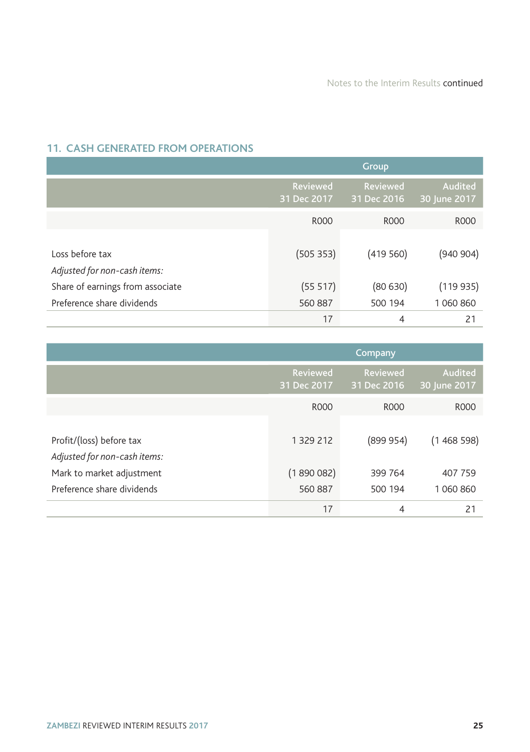## 11. CASH GENERATED FROM OPERATIONS

| | Group | | |
|---|---|---|---|
| | Reviewed 31 Dec 2017 | Reviewed 31 Dec 2016 | Audited 30 June 2017 |
| | R000 | R000 | R000 |
| Loss before tax | (505 353) | (419 560) | (940 904) |
| *Adjusted for non-cash items:* | | | |
| Share of earnings from associate | (55 517) | (80 630) | (119 935) |
| Preference share dividends | 560 887 | 500 194 | 1 060 860 |
| | 17 | 4 | 21 |

| | Company | | |
|---|---|---|---|
| | Reviewed 31 Dec 2017 | Reviewed 31 Dec 2016 | Audited 30 June 2017 |
| | R000 | R000 | R000 |
| Profit/(loss) before tax | 1 329 212 | (899 954) | (1 468 598) |
| *Adjusted for non-cash items:* | | | |
| Mark to market adjustment | (1 890 082) | 399 764 | 407 759 |
| Preference share dividends | 560 887 | 500 194 | 1 060 860 |
| | 17 | 4 | 21 |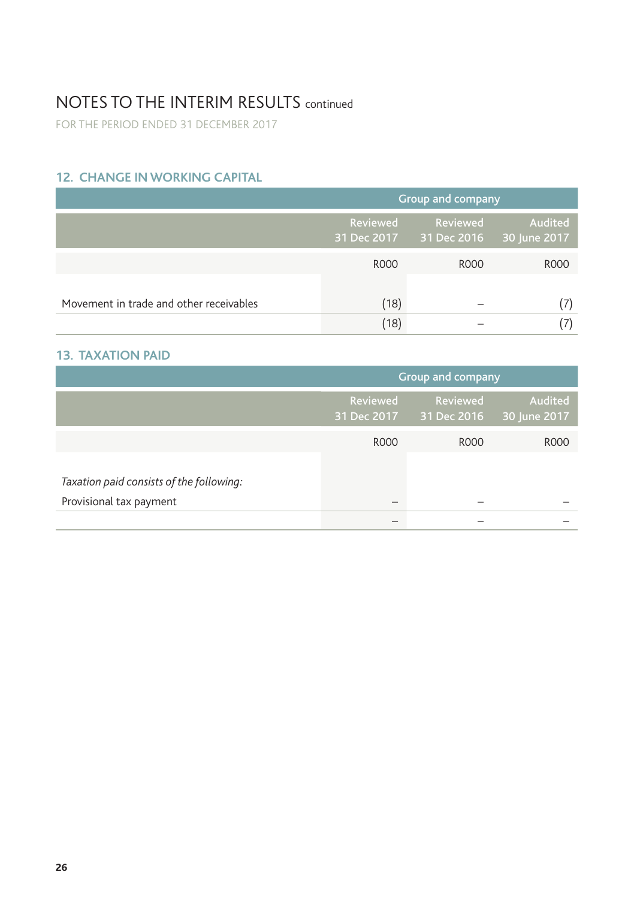# NOTES TO THE INTERIM RESULTS continued

FOR THE PERIOD ENDED 31 DECEMBER 2017

## 12. CHANGE IN WORKING CAPITAL

| | Group and company | | |
|---|---|---|---|
| | Reviewed 31 Dec 2017 | Reviewed 31 Dec 2016 | Audited 30 June 2017 |
| | R000 | R000 | R000 |
| Movement in trade and other receivables | (18) | – | (7) |
| | (18) | – | (7) |

## 13. TAXATION PAID

| | Group and company | | |
|---|---|---|---|
| | Reviewed 31 Dec 2017 | Reviewed 31 Dec 2016 | Audited 30 June 2017 |
| | R000 | R000 | R000 |
| *Taxation paid consists of the following:* | | | |
| Provisional tax payment | – | – | – |
| | – | – | – |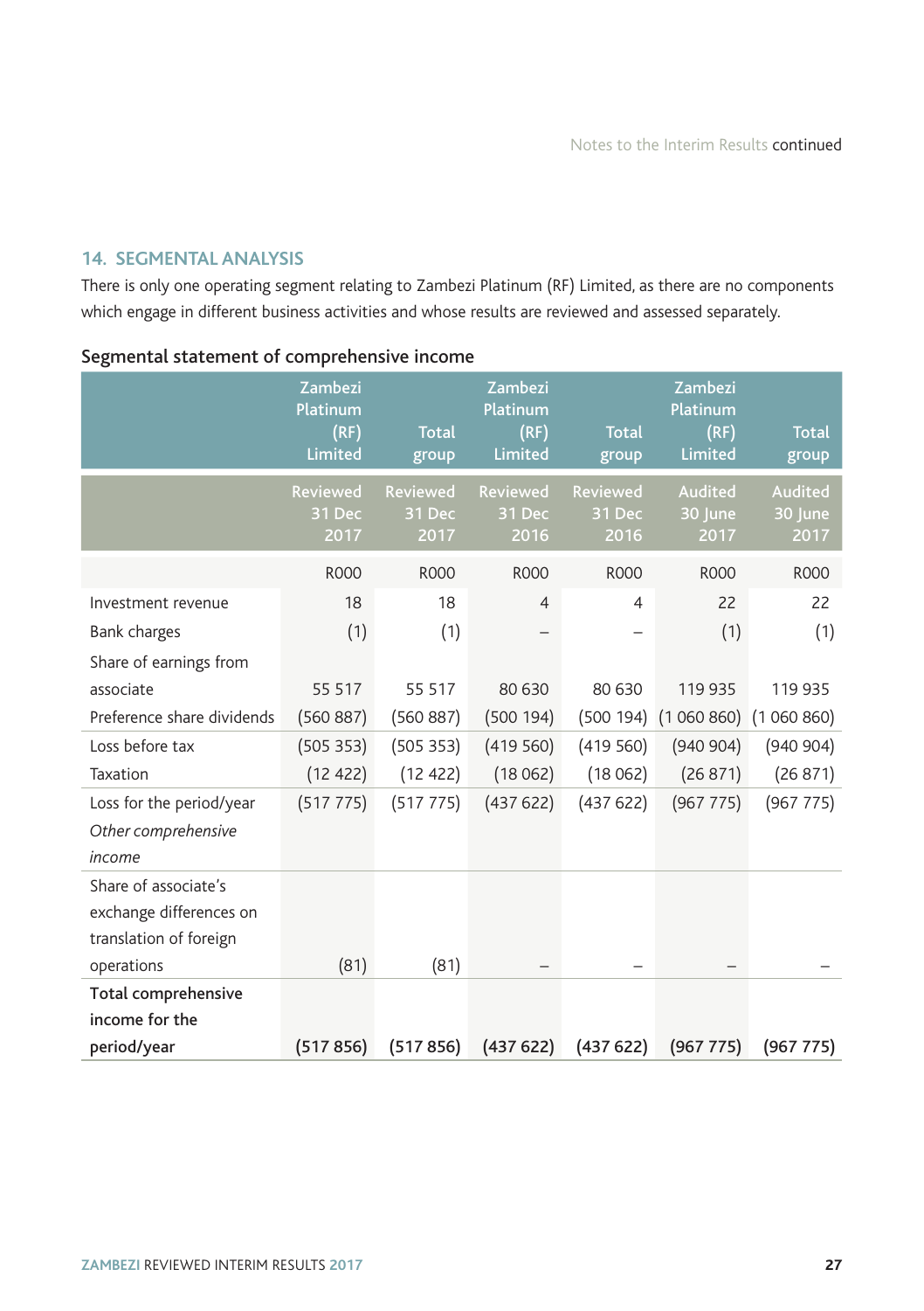## 14. SEGMENTAL ANALYSIS

There is only one operating segment relating to Zambezi Platinum (RF) Limited, as there are no components which engage in different business activities and whose results are reviewed and assessed separately.

### Segmental statement of comprehensive income

| | Zambezi Platinum (RF) Limited | Total group | Zambezi Platinum (RF) Limited | Total group | Zambezi Platinum (RF) Limited | Total group |
|---|---|---|---|---|---|---|
| | Reviewed 31 Dec 2017 | Reviewed 31 Dec 2017 | Reviewed 31 Dec 2016 | Reviewed 31 Dec 2016 | Audited 30 June 2017 | Audited 30 June 2017 |
| | R000 | R000 | R000 | R000 | R000 | R000 |
| Investment revenue | 18 | 18 | 4 | 4 | 22 | 22 |
| Bank charges | (1) | (1) | – | – | (1) | (1) |
| Share of earnings from associate | 55 517 | 55 517 | 80 630 | 80 630 | 119 935 | 119 935 |
| Preference share dividends | (560 887) | (560 887) | (500 194) | (500 194) | (1 060 860) | (1 060 860) |
| Loss before tax | (505 353) | (505 353) | (419 560) | (419 560) | (940 904) | (940 904) |
| Taxation | (12 422) | (12 422) | (18 062) | (18 062) | (26 871) | (26 871) |
| Loss for the period/year | (517 775) | (517 775) | (437 622) | (437 622) | (967 775) | (967 775) |
| *Other comprehensive income* | | | | | | |
| Share of associate's exchange differences on translation of foreign operations | (81) | (81) | – | – | – | – |
| **Total comprehensive income for the period/year** | **(517 856)** | **(517 856)** | **(437 622)** | **(437 622)** | **(967 775)** | **(967 775)** |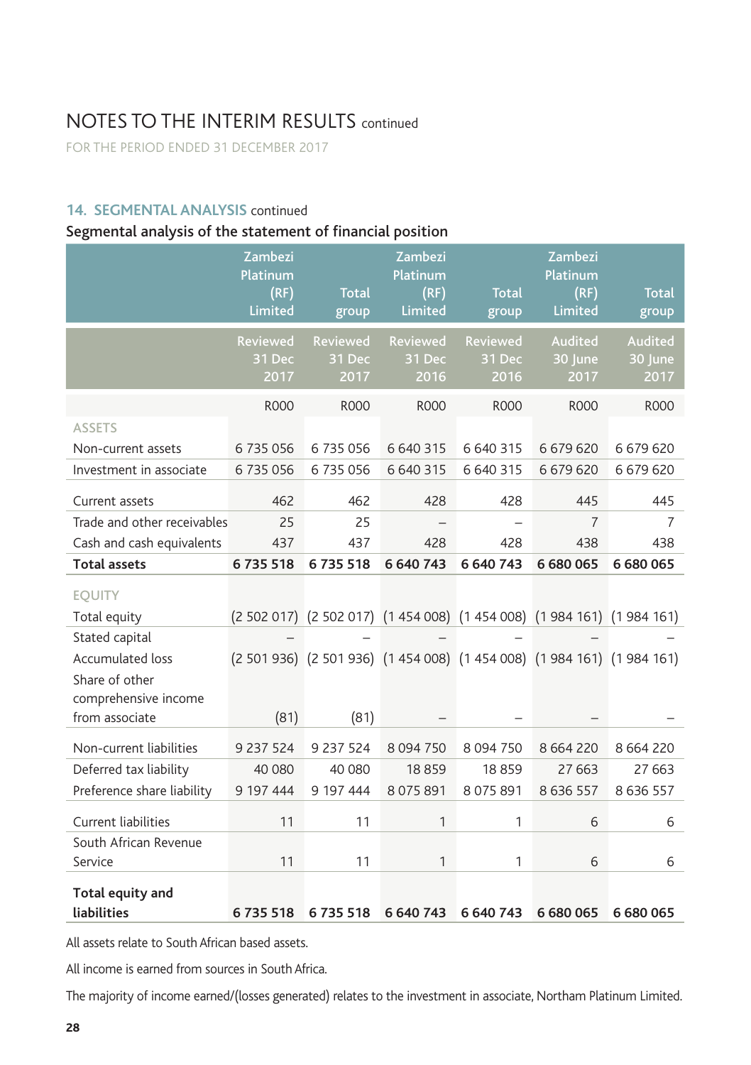# NOTES TO THE INTERIM RESULTS continued

FOR THE PERIOD ENDED 31 DECEMBER 2017

## 14. SEGMENTAL ANALYSIS continued

### Segmental analysis of the statement of financial position

| | Zambezi Platinum (RF) Limited | Total group | Zambezi Platinum (RF) Limited | Total group | Zambezi Platinum (RF) Limited | Total group |
|---|---|---|---|---|---|---|
| | Reviewed 31 Dec 2017 | Reviewed 31 Dec 2017 | Reviewed 31 Dec 2016 | Reviewed 31 Dec 2016 | Audited 30 June 2017 | Audited 30 June 2017 |
| | R000 | R000 | R000 | R000 | R000 | R000 |
| ASSETS | | | | | | |
| Non-current assets | 6 735 056 | 6 735 056 | 6 640 315 | 6 640 315 | 6 679 620 | 6 679 620 |
| Investment in associate | 6 735 056 | 6 735 056 | 6 640 315 | 6 640 315 | 6 679 620 | 6 679 620 |
| Current assets | 462 | 462 | 428 | 428 | 445 | 445 |
| Trade and other receivables | 25 | 25 | – | – | 7 | 7 |
| Cash and cash equivalents | 437 | 437 | 428 | 428 | 438 | 438 |
| **Total assets** | **6 735 518** | **6 735 518** | **6 640 743** | **6 640 743** | **6 680 065** | **6 680 065** |
| EQUITY | | | | | | |
| Total equity | (2 502 017) | (2 502 017) | (1 454 008) | (1 454 008) | (1 984 161) | (1 984 161) |
| Stated capital | – | – | – | – | – | – |
| Accumulated loss | (2 501 936) | (2 501 936) | (1 454 008) | (1 454 008) | (1 984 161) | (1 984 161) |
| Share of other comprehensive income from associate | (81) | (81) | – | – | – | – |
| Non-current liabilities | 9 237 524 | 9 237 524 | 8 094 750 | 8 094 750 | 8 664 220 | 8 664 220 |
| Deferred tax liability | 40 080 | 40 080 | 18 859 | 18 859 | 27 663 | 27 663 |
| Preference share liability | 9 197 444 | 9 197 444 | 8 075 891 | 8 075 891 | 8 636 557 | 8 636 557 |
| Current liabilities | 11 | 11 | 1 | 1 | 6 | 6 |
| South African Revenue Service | 11 | 11 | 1 | 1 | 6 | 6 |
| **Total equity and liabilities** | **6 735 518** | **6 735 518** | **6 640 743** | **6 640 743** | **6 680 065** | **6 680 065** |

All assets relate to South African based assets.

All income is earned from sources in South Africa.

The majority of income earned/(losses generated) relates to the investment in associate, Northam Platinum Limited.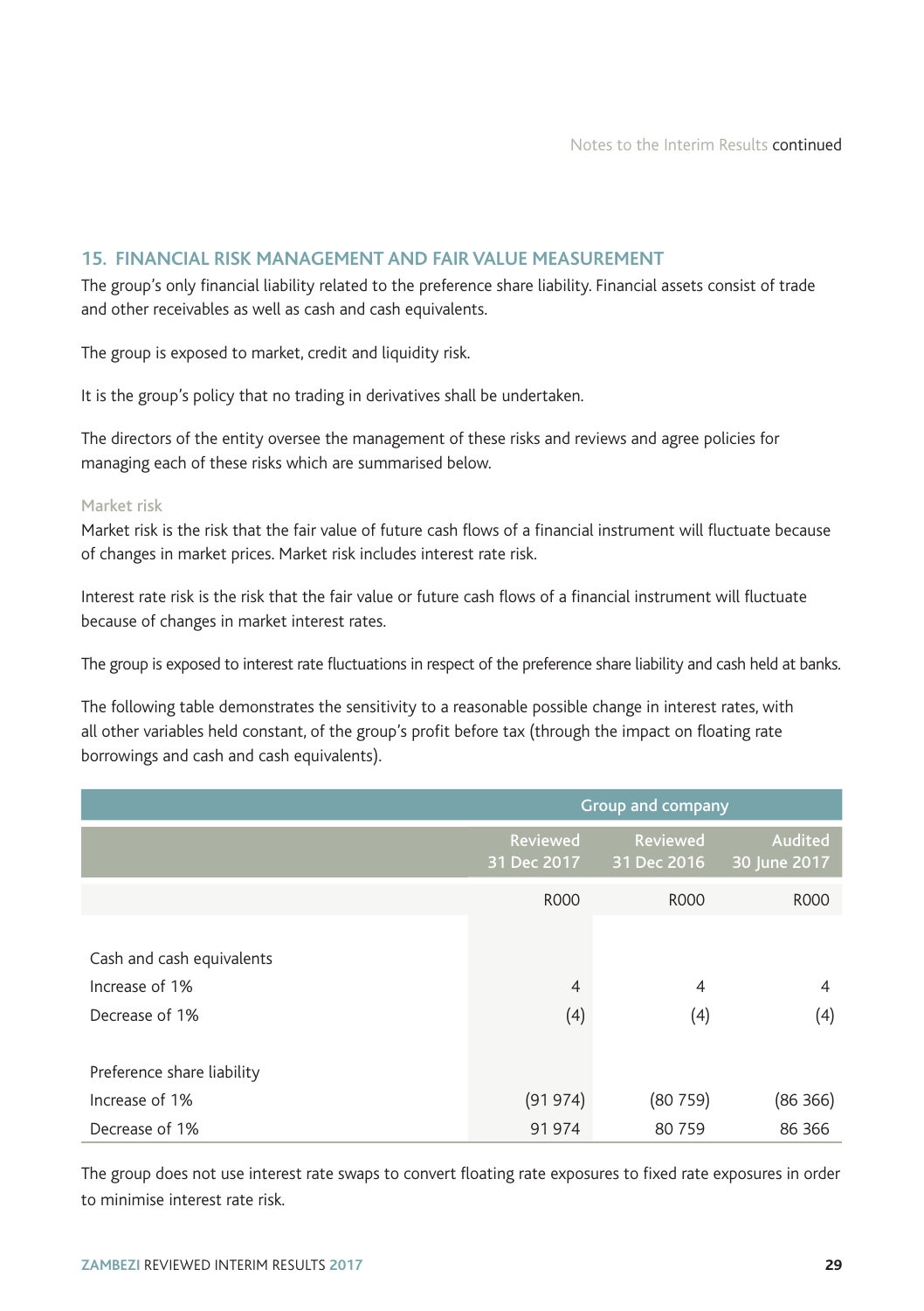## 15. FINANCIAL RISK MANAGEMENT AND FAIR VALUE MEASUREMENT

The group's only financial liability related to the preference share liability. Financial assets consist of trade and other receivables as well as cash and cash equivalents.

The group is exposed to market, credit and liquidity risk.

It is the group's policy that no trading in derivatives shall be undertaken.

The directors of the entity oversee the management of these risks and reviews and agree policies for managing each of these risks which are summarised below.

### Market risk

Market risk is the risk that the fair value of future cash flows of a financial instrument will fluctuate because of changes in market prices. Market risk includes interest rate risk.

Interest rate risk is the risk that the fair value or future cash flows of a financial instrument will fluctuate because of changes in market interest rates.

The group is exposed to interest rate fluctuations in respect of the preference share liability and cash held at banks.

The following table demonstrates the sensitivity to a reasonable possible change in interest rates, with all other variables held constant, of the group's profit before tax (through the impact on floating rate borrowings and cash and cash equivalents).

| | Group and company | | |
|---|---|---|---|
| | Reviewed 31 Dec 2017 | Reviewed 31 Dec 2016 | Audited 30 June 2017 |
| | R000 | R000 | R000 |
| Cash and cash equivalents | | | |
| Increase of 1% | 4 | 4 | 4 |
| Decrease of 1% | (4) | (4) | (4) |
| Preference share liability | | | |
| Increase of 1% | (91 974) | (80 759) | (86 366) |
| Decrease of 1% | 91 974 | 80 759 | 86 366 |

The group does not use interest rate swaps to convert floating rate exposures to fixed rate exposures in order to minimise interest rate risk.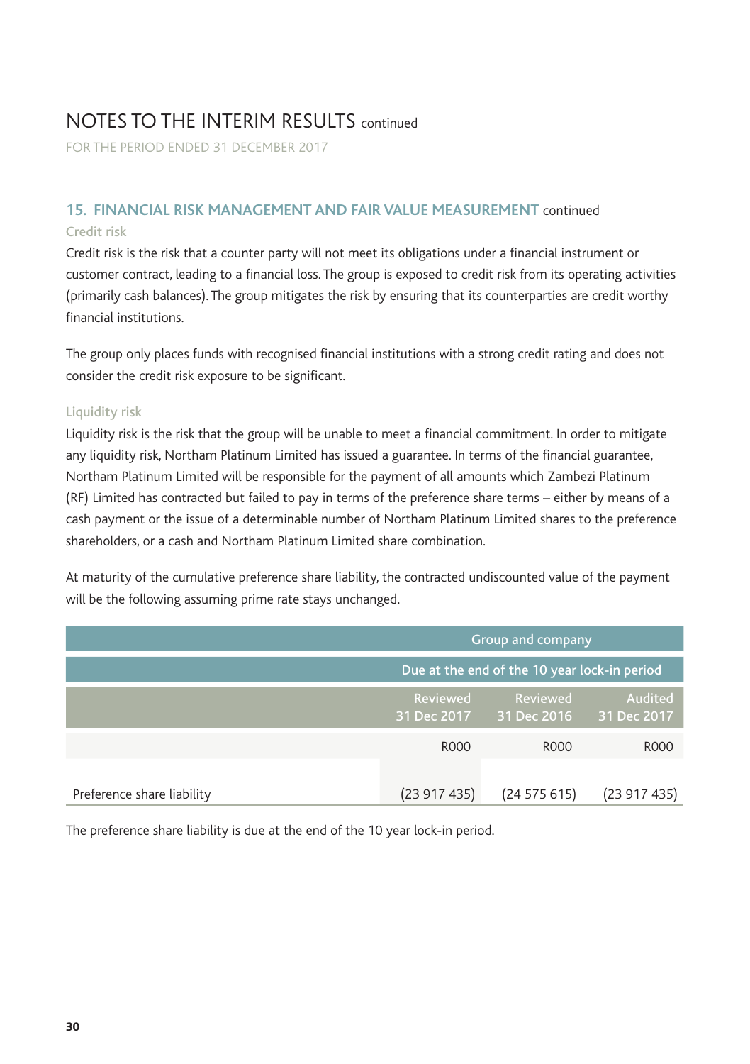# NOTES TO THE INTERIM RESULTS continued

FOR THE PERIOD ENDED 31 DECEMBER 2017

## 15. FINANCIAL RISK MANAGEMENT AND FAIR VALUE MEASUREMENT continued

### Credit risk

Credit risk is the risk that a counter party will not meet its obligations under a financial instrument or customer contract, leading to a financial loss. The group is exposed to credit risk from its operating activities (primarily cash balances). The group mitigates the risk by ensuring that its counterparties are credit worthy financial institutions.

The group only places funds with recognised financial institutions with a strong credit rating and does not consider the credit risk exposure to be significant.

### Liquidity risk

Liquidity risk is the risk that the group will be unable to meet a financial commitment. In order to mitigate any liquidity risk, Northam Platinum Limited has issued a guarantee. In terms of the financial guarantee, Northam Platinum Limited will be responsible for the payment of all amounts which Zambezi Platinum (RF) Limited has contracted but failed to pay in terms of the preference share terms – either by means of a cash payment or the issue of a determinable number of Northam Platinum Limited shares to the preference shareholders, or a cash and Northam Platinum Limited share combination.

At maturity of the cumulative preference share liability, the contracted undiscounted value of the payment will be the following assuming prime rate stays unchanged.

| | Group and company | | |
|---|---|---|---|
| | Due at the end of the 10 year lock-in period | | |
| | Reviewed 31 Dec 2017 | Reviewed 31 Dec 2016 | Audited 31 Dec 2017 |
| | R000 | R000 | R000 |
| Preference share liability | (23 917 435) | (24 575 615) | (23 917 435) |

The preference share liability is due at the end of the 10 year lock-in period.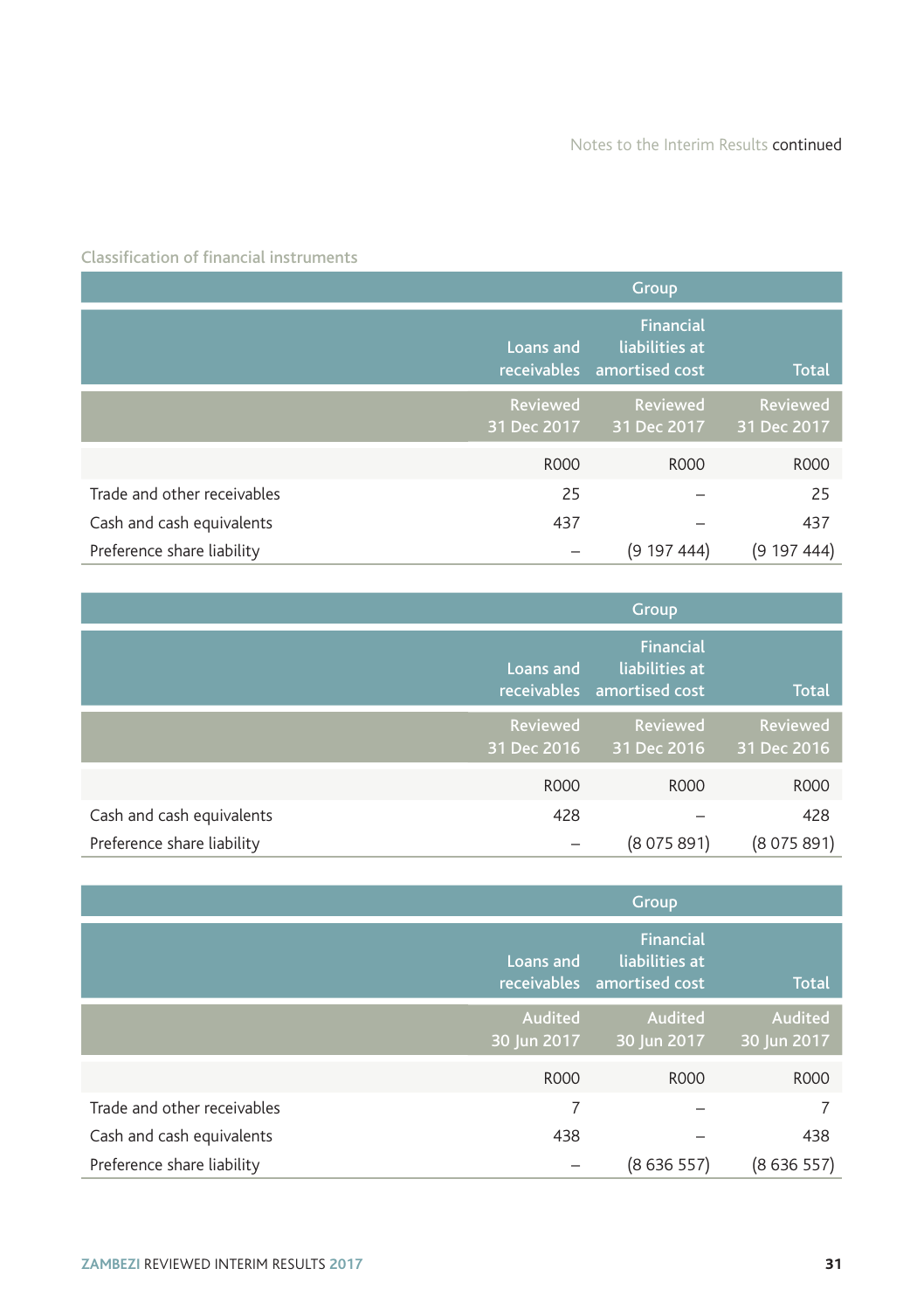### Classification of financial instruments

| | Group | | |
|---|---|---|---|
| | Loans and receivables | Financial liabilities at amortised cost | Total |
| | Reviewed 31 Dec 2017 | Reviewed 31 Dec 2017 | Reviewed 31 Dec 2017 |
| | R000 | R000 | R000 |
| Trade and other receivables | 25 | – | 25 |
| Cash and cash equivalents | 437 | – | 437 |
| Preference share liability | – | (9 197 444) | (9 197 444) |

| | Group | | |
|---|---|---|---|
| | Loans and receivables | Financial liabilities at amortised cost | Total |
| | Reviewed 31 Dec 2016 | Reviewed 31 Dec 2016 | Reviewed 31 Dec 2016 |
| | R000 | R000 | R000 |
| Cash and cash equivalents | 428 | – | 428 |
| Preference share liability | – | (8 075 891) | (8 075 891) |

| | Group | | |
|---|---|---|---|
| | Loans and receivables | Financial liabilities at amortised cost | Total |
| | Audited 30 Jun 2017 | Audited 30 Jun 2017 | Audited 30 Jun 2017 |
| | R000 | R000 | R000 |
| Trade and other receivables | 7 | – | 7 |
| Cash and cash equivalents | 438 | – | 438 |
| Preference share liability | – | (8 636 557) | (8 636 557) |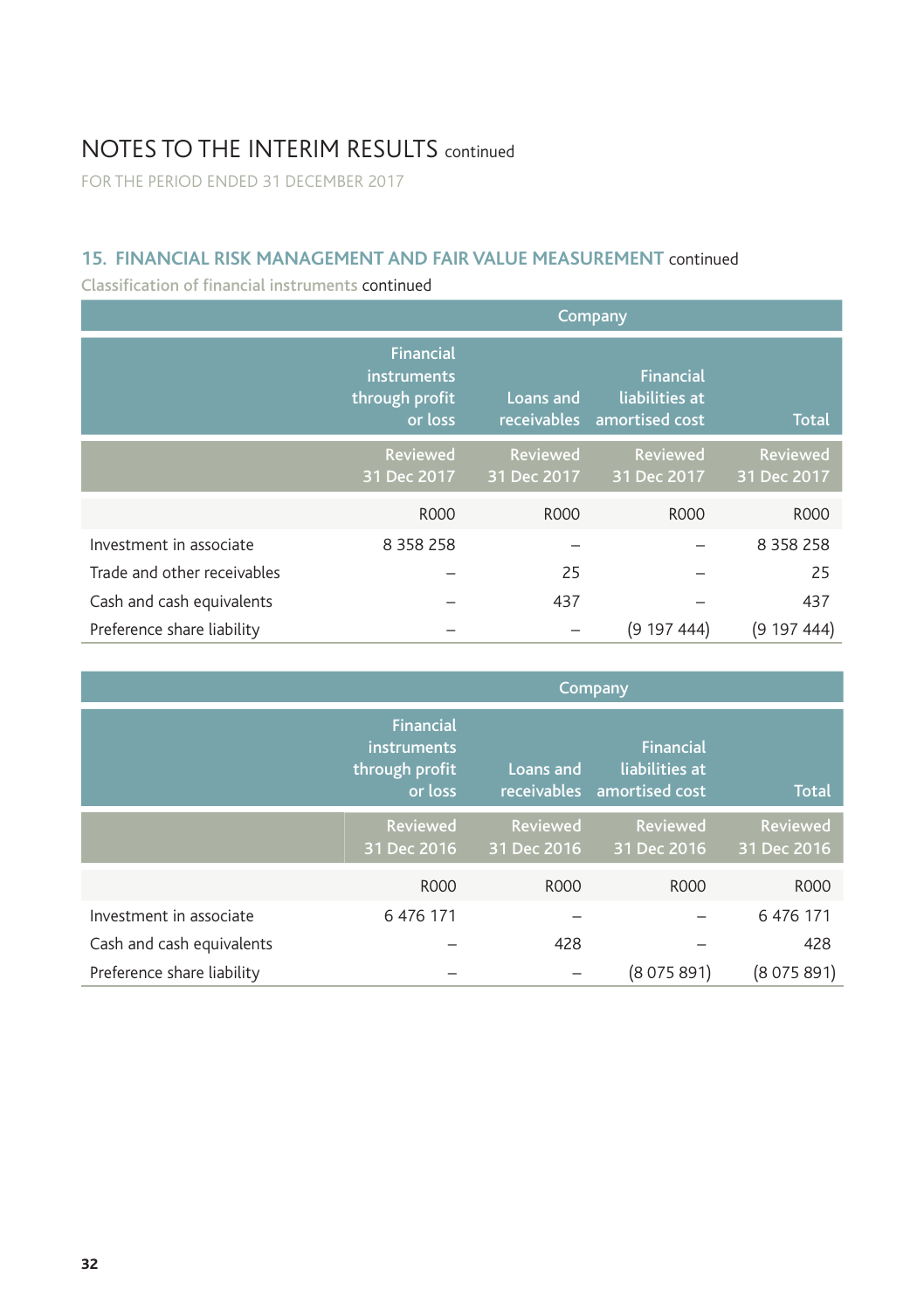# NOTES TO THE INTERIM RESULTS continued

FOR THE PERIOD ENDED 31 DECEMBER 2017

## 15. FINANCIAL RISK MANAGEMENT AND FAIR VALUE MEASUREMENT continued

### Classification of financial instruments continued

| | Company | | | |
|---|---|---|---|---|
| | Financial instruments through profit or loss | Loans and receivables | Financial liabilities at amortised cost | Total |
| | Reviewed 31 Dec 2017 | Reviewed 31 Dec 2017 | Reviewed 31 Dec 2017 | Reviewed 31 Dec 2017 |
| | R000 | R000 | R000 | R000 |
| Investment in associate | 8 358 258 | – | – | 8 358 258 |
| Trade and other receivables | – | 25 | – | 25 |
| Cash and cash equivalents | – | 437 | – | 437 |
| Preference share liability | – | – | (9 197 444) | (9 197 444) |

| | Company | | | |
|---|---|---|---|---|
| | Financial instruments through profit or loss | Loans and receivables | Financial liabilities at amortised cost | Total |
| | Reviewed 31 Dec 2016 | Reviewed 31 Dec 2016 | Reviewed 31 Dec 2016 | Reviewed 31 Dec 2016 |
| | R000 | R000 | R000 | R000 |
| Investment in associate | 6 476 171 | – | – | 6 476 171 |
| Cash and cash equivalents | – | 428 | – | 428 |
| Preference share liability | – | – | (8 075 891) | (8 075 891) |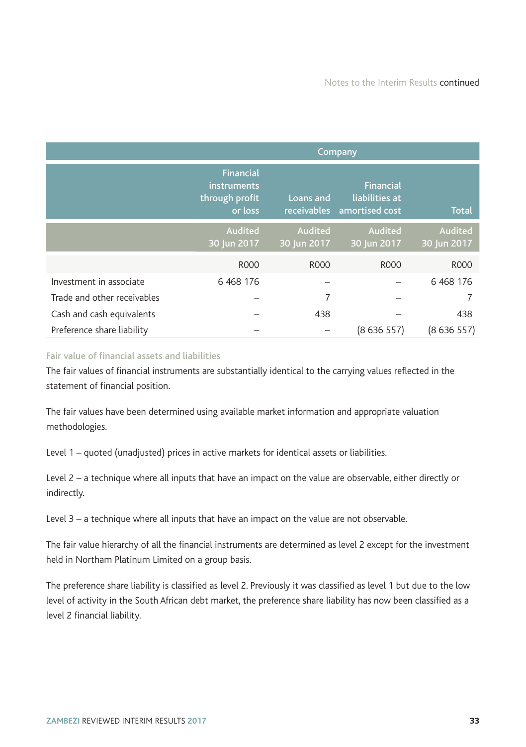| | Company | | | |
|---|---|---|---|---|
| | Financial instruments through profit or loss | Loans and receivables | Financial liabilities at amortised cost | Total |
| | Audited 30 Jun 2017 | Audited 30 Jun 2017 | Audited 30 Jun 2017 | Audited 30 Jun 2017 |
| | R000 | R000 | R000 | R000 |
| Investment in associate | 6 468 176 | – | – | 6 468 176 |
| Trade and other receivables | – | 7 | – | 7 |
| Cash and cash equivalents | – | 438 | – | 438 |
| Preference share liability | – | – | (8 636 557) | (8 636 557) |

### Fair value of financial assets and liabilities

The fair values of financial instruments are substantially identical to the carrying values reflected in the statement of financial position.

The fair values have been determined using available market information and appropriate valuation methodologies.

Level 1 – quoted (unadjusted) prices in active markets for identical assets or liabilities.

Level 2 – a technique where all inputs that have an impact on the value are observable, either directly or indirectly.

Level 3 – a technique where all inputs that have an impact on the value are not observable.

The fair value hierarchy of all the financial instruments are determined as level 2 except for the investment held in Northam Platinum Limited on a group basis.

The preference share liability is classified as level 2. Previously it was classified as level 1 but due to the low level of activity in the South African debt market, the preference share liability has now been classified as a level 2 financial liability.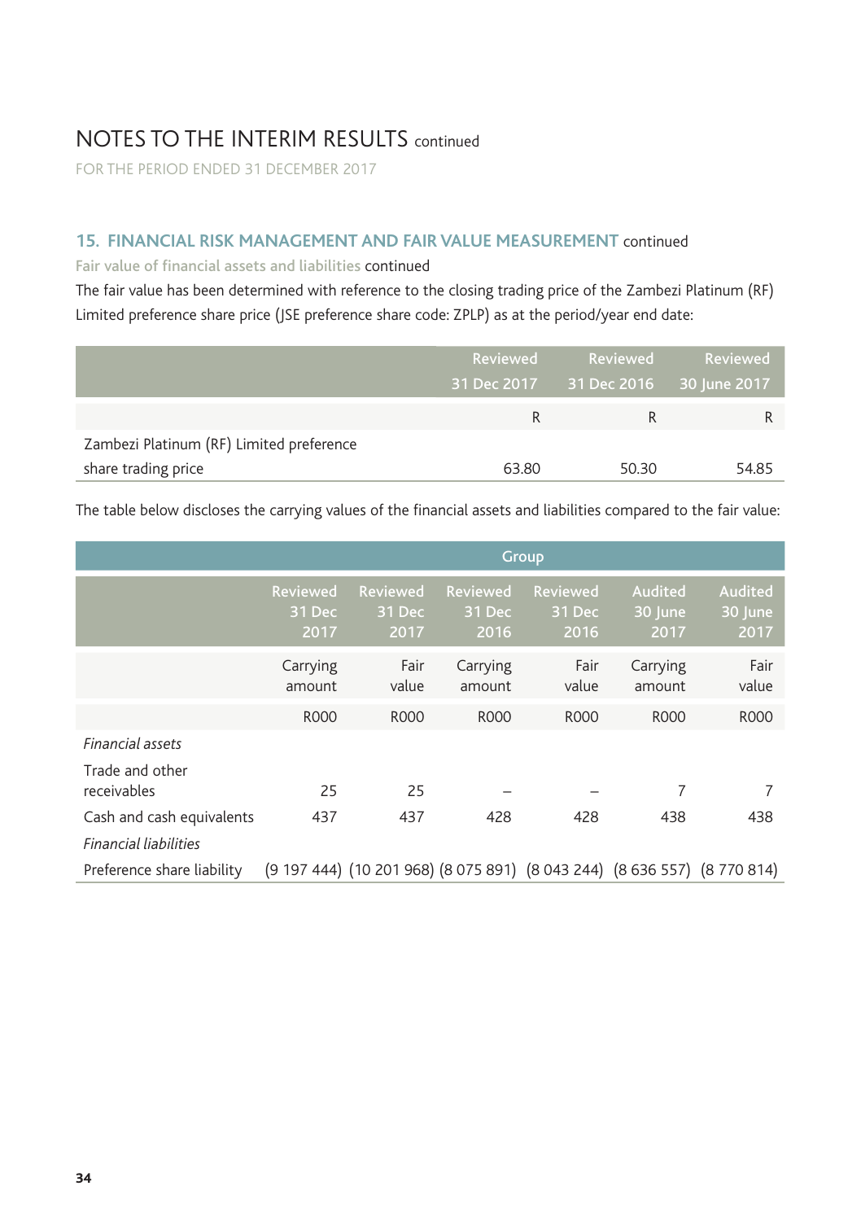# NOTES TO THE INTERIM RESULTS continued

FOR THE PERIOD ENDED 31 DECEMBER 2017

## 15. FINANCIAL RISK MANAGEMENT AND FAIR VALUE MEASUREMENT continued

### Fair value of financial assets and liabilities continued

The fair value has been determined with reference to the closing trading price of the Zambezi Platinum (RF) Limited preference share price (JSE preference share code: ZPLP) as at the period/year end date:

| | Reviewed 31 Dec 2017 | Reviewed 31 Dec 2016 | Reviewed 30 June 2017 |
|---|---|---|---|
| | R | R | R |
| Zambezi Platinum (RF) Limited preference share trading price | 63.80 | 50.30 | 54.85 |

The table below discloses the carrying values of the financial assets and liabilities compared to the fair value:

| | Group | | | | | |
|---|---|---|---|---|---|---|
| | Reviewed 31 Dec 2017 | Reviewed 31 Dec 2017 | Reviewed 31 Dec 2016 | Reviewed 31 Dec 2016 | Audited 30 June 2017 | Audited 30 June 2017 |
| | Carrying amount | Fair value | Carrying amount | Fair value | Carrying amount | Fair value |
| | R000 | R000 | R000 | R000 | R000 | R000 |
| *Financial assets* | | | | | | |
| Trade and other receivables | 25 | 25 | – | – | 7 | 7 |
| Cash and cash equivalents | 437 | 437 | 428 | 428 | 438 | 438 |
| *Financial liabilities* | | | | | | |
| Preference share liability | (9 197 444) | (10 201 968) | (8 075 891) | (8 043 244) | (8 636 557) | (8 770 814) |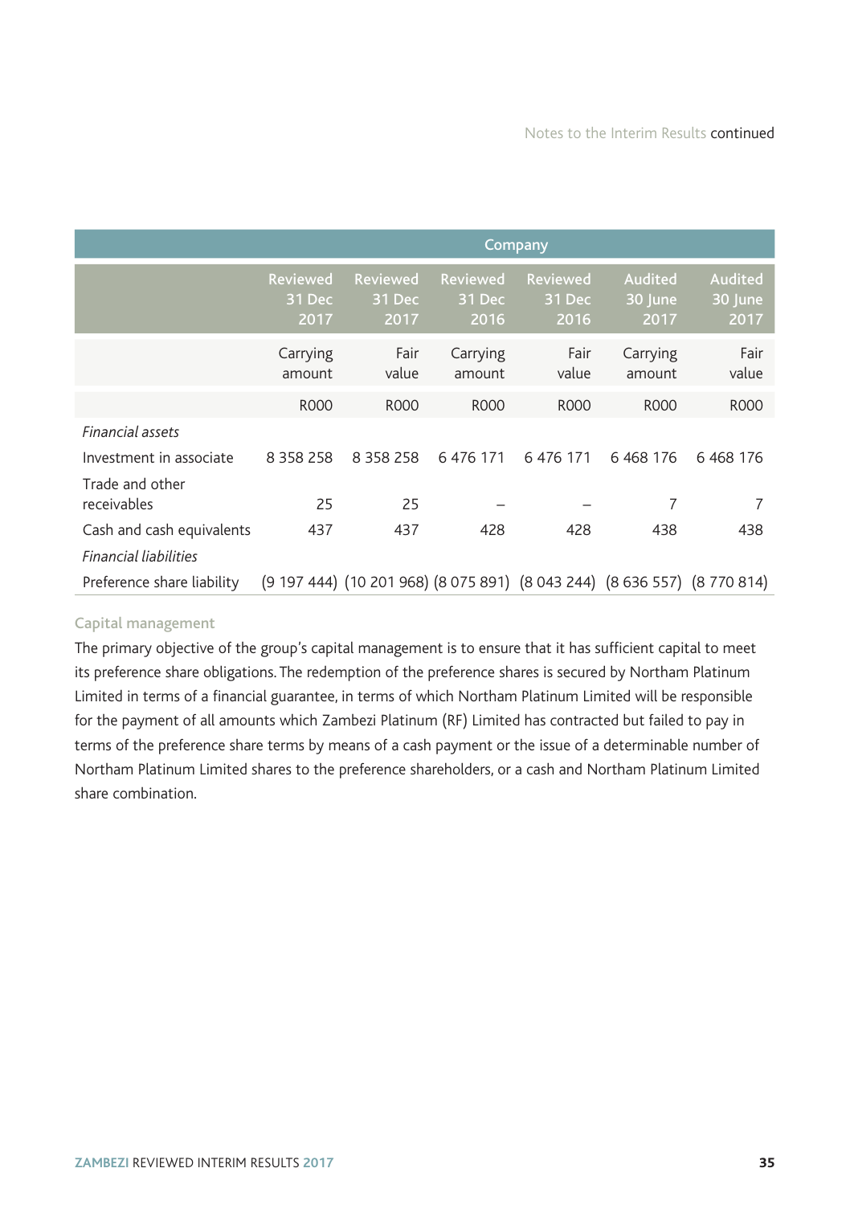| | Company | | | | | |
|---|---|---|---|---|---|---|
| | Reviewed 31 Dec 2017 | Reviewed 31 Dec 2017 | Reviewed 31 Dec 2016 | Reviewed 31 Dec 2016 | Audited 30 June 2017 | Audited 30 June 2017 |
| | Carrying amount | Fair value | Carrying amount | Fair value | Carrying amount | Fair value |
| | R000 | R000 | R000 | R000 | R000 | R000 |
| *Financial assets* | | | | | | |
| Investment in associate | 8 358 258 | 8 358 258 | 6 476 171 | 6 476 171 | 6 468 176 | 6 468 176 |
| Trade and other receivables | 25 | 25 | – | – | 7 | 7 |
| Cash and cash equivalents | 437 | 437 | 428 | 428 | 438 | 438 |
| *Financial liabilities* | | | | | | |
| Preference share liability | (9 197 444) | (10 201 968) | (8 075 891) | (8 043 244) | (8 636 557) | (8 770 814) |

### Capital management

The primary objective of the group's capital management is to ensure that it has sufficient capital to meet its preference share obligations. The redemption of the preference shares is secured by Northam Platinum Limited in terms of a financial guarantee, in terms of which Northam Platinum Limited will be responsible for the payment of all amounts which Zambezi Platinum (RF) Limited has contracted but failed to pay in terms of the preference share terms by means of a cash payment or the issue of a determinable number of Northam Platinum Limited shares to the preference shareholders, or a cash and Northam Platinum Limited share combination.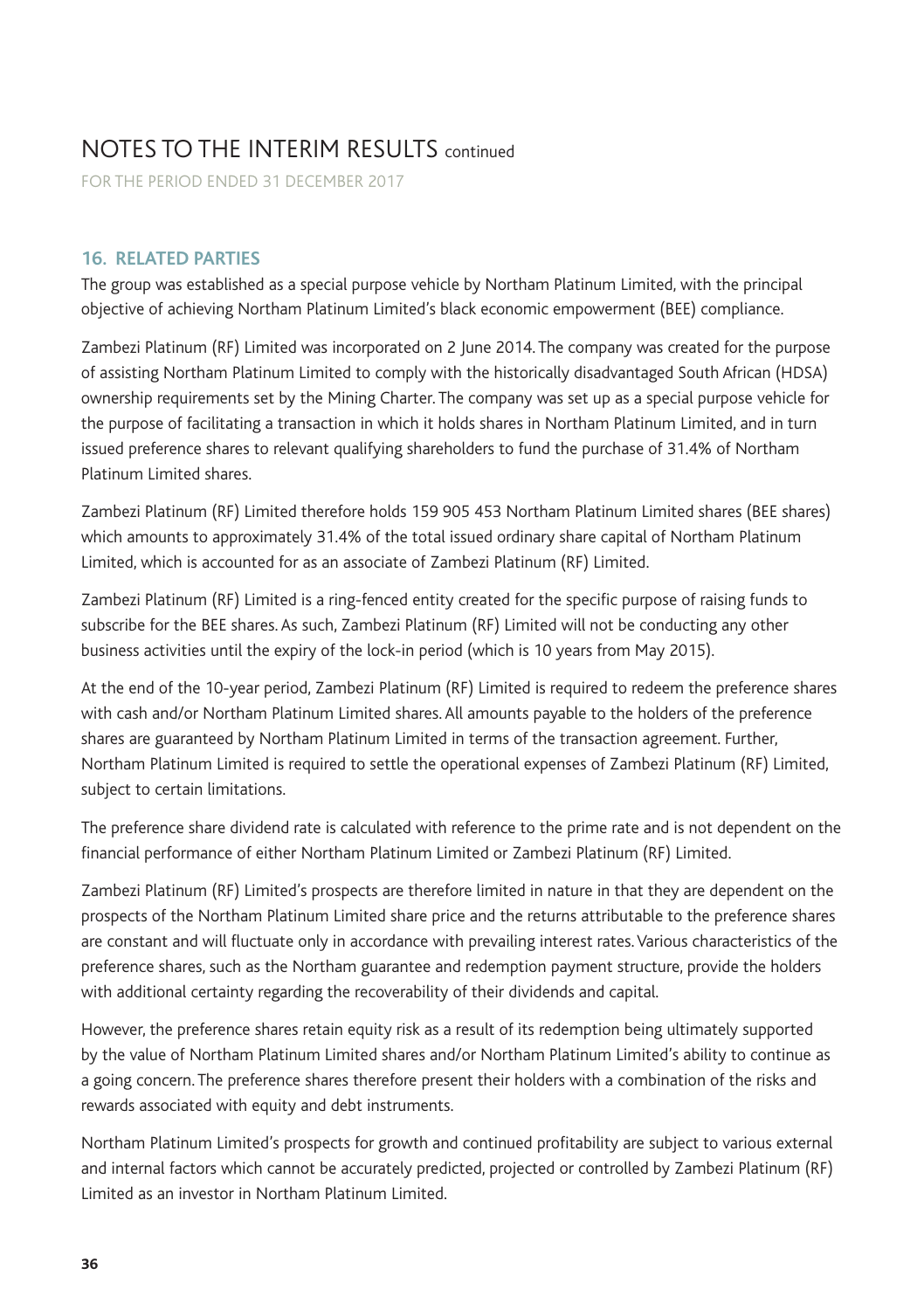# NOTES TO THE INTERIM RESULTS continued

FOR THE PERIOD ENDED 31 DECEMBER 2017

## 16. RELATED PARTIES

The group was established as a special purpose vehicle by Northam Platinum Limited, with the principal objective of achieving Northam Platinum Limited's black economic empowerment (BEE) compliance.

Zambezi Platinum (RF) Limited was incorporated on 2 June 2014. The company was created for the purpose of assisting Northam Platinum Limited to comply with the historically disadvantaged South African (HDSA) ownership requirements set by the Mining Charter. The company was set up as a special purpose vehicle for the purpose of facilitating a transaction in which it holds shares in Northam Platinum Limited, and in turn issued preference shares to relevant qualifying shareholders to fund the purchase of 31.4% of Northam Platinum Limited shares.

Zambezi Platinum (RF) Limited therefore holds 159 905 453 Northam Platinum Limited shares (BEE shares) which amounts to approximately 31.4% of the total issued ordinary share capital of Northam Platinum Limited, which is accounted for as an associate of Zambezi Platinum (RF) Limited.

Zambezi Platinum (RF) Limited is a ring-fenced entity created for the specific purpose of raising funds to subscribe for the BEE shares. As such, Zambezi Platinum (RF) Limited will not be conducting any other business activities until the expiry of the lock-in period (which is 10 years from May 2015).

At the end of the 10-year period, Zambezi Platinum (RF) Limited is required to redeem the preference shares with cash and/or Northam Platinum Limited shares. All amounts payable to the holders of the preference shares are guaranteed by Northam Platinum Limited in terms of the transaction agreement. Further, Northam Platinum Limited is required to settle the operational expenses of Zambezi Platinum (RF) Limited, subject to certain limitations.

The preference share dividend rate is calculated with reference to the prime rate and is not dependent on the financial performance of either Northam Platinum Limited or Zambezi Platinum (RF) Limited.

Zambezi Platinum (RF) Limited's prospects are therefore limited in nature in that they are dependent on the prospects of the Northam Platinum Limited share price and the returns attributable to the preference shares are constant and will fluctuate only in accordance with prevailing interest rates. Various characteristics of the preference shares, such as the Northam guarantee and redemption payment structure, provide the holders with additional certainty regarding the recoverability of their dividends and capital.

However, the preference shares retain equity risk as a result of its redemption being ultimately supported by the value of Northam Platinum Limited shares and/or Northam Platinum Limited's ability to continue as a going concern. The preference shares therefore present their holders with a combination of the risks and rewards associated with equity and debt instruments.

Northam Platinum Limited's prospects for growth and continued profitability are subject to various external and internal factors which cannot be accurately predicted, projected or controlled by Zambezi Platinum (RF) Limited as an investor in Northam Platinum Limited.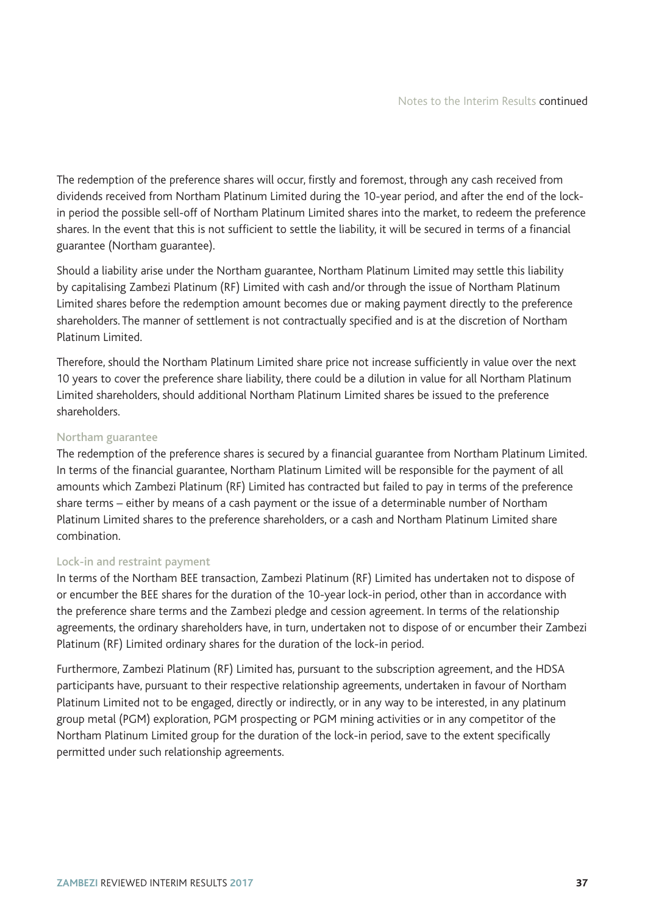The redemption of the preference shares will occur, firstly and foremost, through any cash received from dividends received from Northam Platinum Limited during the 10-year period, and after the end of the lock-in period the possible sell-off of Northam Platinum Limited shares into the market, to redeem the preference shares. In the event that this is not sufficient to settle the liability, it will be secured in terms of a financial guarantee (Northam guarantee).

Should a liability arise under the Northam guarantee, Northam Platinum Limited may settle this liability by capitalising Zambezi Platinum (RF) Limited with cash and/or through the issue of Northam Platinum Limited shares before the redemption amount becomes due or making payment directly to the preference shareholders. The manner of settlement is not contractually specified and is at the discretion of Northam Platinum Limited.

Therefore, should the Northam Platinum Limited share price not increase sufficiently in value over the next 10 years to cover the preference share liability, there could be a dilution in value for all Northam Platinum Limited shareholders, should additional Northam Platinum Limited shares be issued to the preference shareholders.

### Northam guarantee

The redemption of the preference shares is secured by a financial guarantee from Northam Platinum Limited. In terms of the financial guarantee, Northam Platinum Limited will be responsible for the payment of all amounts which Zambezi Platinum (RF) Limited has contracted but failed to pay in terms of the preference share terms – either by means of a cash payment or the issue of a determinable number of Northam Platinum Limited shares to the preference shareholders, or a cash and Northam Platinum Limited share combination.

### Lock-in and restraint payment

In terms of the Northam BEE transaction, Zambezi Platinum (RF) Limited has undertaken not to dispose of or encumber the BEE shares for the duration of the 10-year lock-in period, other than in accordance with the preference share terms and the Zambezi pledge and cession agreement. In terms of the relationship agreements, the ordinary shareholders have, in turn, undertaken not to dispose of or encumber their Zambezi Platinum (RF) Limited ordinary shares for the duration of the lock-in period.

Furthermore, Zambezi Platinum (RF) Limited has, pursuant to the subscription agreement, and the HDSA participants have, pursuant to their respective relationship agreements, undertaken in favour of Northam Platinum Limited not to be engaged, directly or indirectly, or in any way to be interested, in any platinum group metal (PGM) exploration, PGM prospecting or PGM mining activities or in any competitor of the Northam Platinum Limited group for the duration of the lock-in period, save to the extent specifically permitted under such relationship agreements.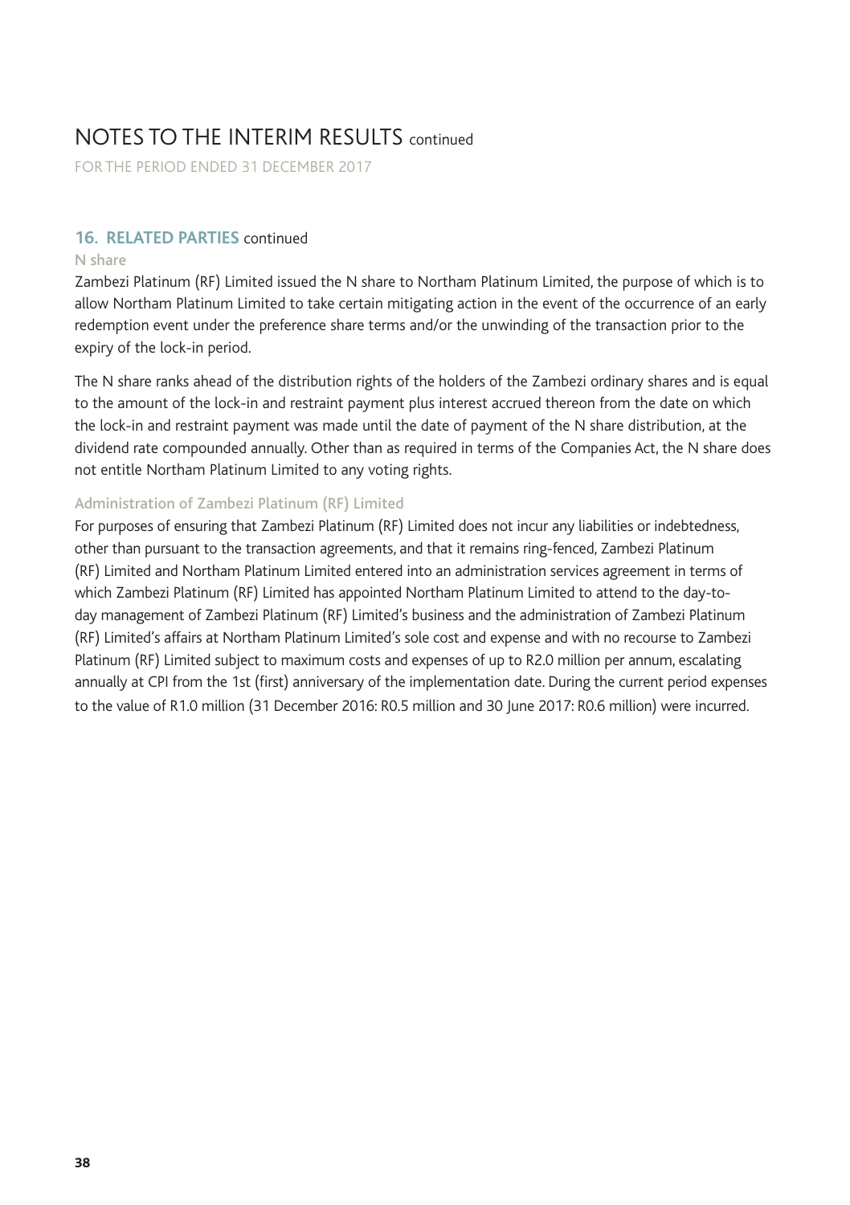# NOTES TO THE INTERIM RESULTS continued

FOR THE PERIOD ENDED 31 DECEMBER 2017

## 16. RELATED PARTIES continued

### N share

Zambezi Platinum (RF) Limited issued the N share to Northam Platinum Limited, the purpose of which is to allow Northam Platinum Limited to take certain mitigating action in the event of the occurrence of an early redemption event under the preference share terms and/or the unwinding of the transaction prior to the expiry of the lock-in period.

The N share ranks ahead of the distribution rights of the holders of the Zambezi ordinary shares and is equal to the amount of the lock-in and restraint payment plus interest accrued thereon from the date on which the lock-in and restraint payment was made until the date of payment of the N share distribution, at the dividend rate compounded annually. Other than as required in terms of the Companies Act, the N share does not entitle Northam Platinum Limited to any voting rights.

### Administration of Zambezi Platinum (RF) Limited

For purposes of ensuring that Zambezi Platinum (RF) Limited does not incur any liabilities or indebtedness, other than pursuant to the transaction agreements, and that it remains ring-fenced, Zambezi Platinum (RF) Limited and Northam Platinum Limited entered into an administration services agreement in terms of which Zambezi Platinum (RF) Limited has appointed Northam Platinum Limited to attend to the day-to-day management of Zambezi Platinum (RF) Limited's business and the administration of Zambezi Platinum (RF) Limited's affairs at Northam Platinum Limited's sole cost and expense and with no recourse to Zambezi Platinum (RF) Limited subject to maximum costs and expenses of up to R2.0 million per annum, escalating annually at CPI from the 1st (first) anniversary of the implementation date. During the current period expenses to the value of R1.0 million (31 December 2016: R0.5 million and 30 June 2017: R0.6 million) were incurred.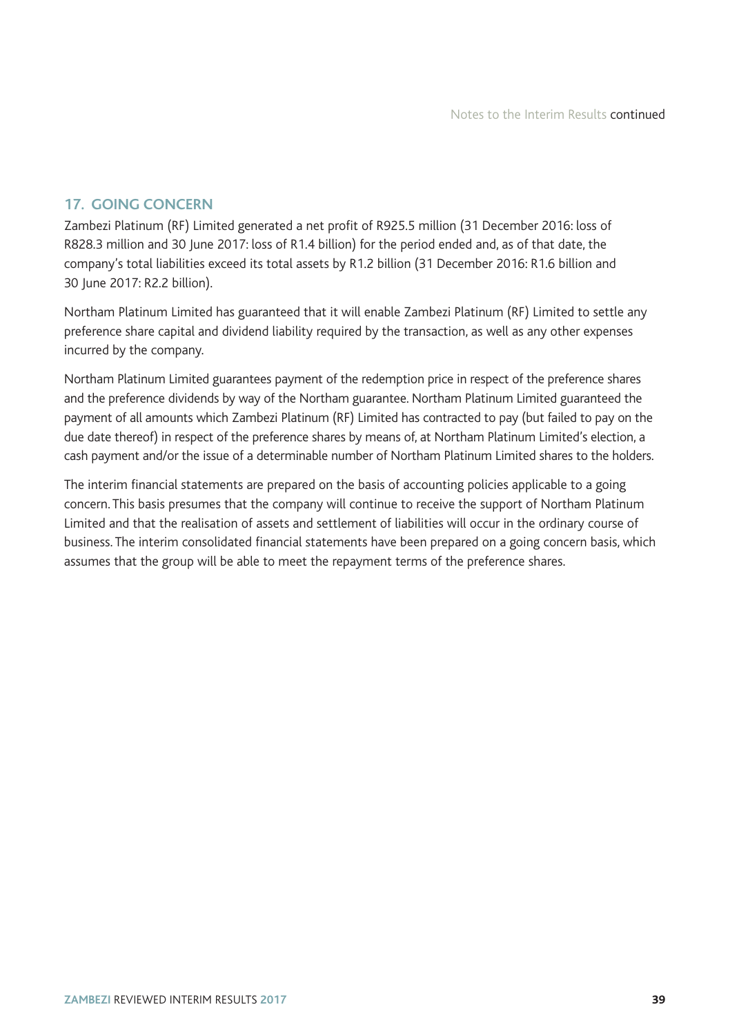## 17. GOING CONCERN

Zambezi Platinum (RF) Limited generated a net profit of R925.5 million (31 December 2016: loss of R828.3 million and 30 June 2017: loss of R1.4 billion) for the period ended and, as of that date, the company's total liabilities exceed its total assets by R1.2 billion (31 December 2016: R1.6 billion and 30 June 2017: R2.2 billion).

Northam Platinum Limited has guaranteed that it will enable Zambezi Platinum (RF) Limited to settle any preference share capital and dividend liability required by the transaction, as well as any other expenses incurred by the company.

Northam Platinum Limited guarantees payment of the redemption price in respect of the preference shares and the preference dividends by way of the Northam guarantee. Northam Platinum Limited guaranteed the payment of all amounts which Zambezi Platinum (RF) Limited has contracted to pay (but failed to pay on the due date thereof) in respect of the preference shares by means of, at Northam Platinum Limited's election, a cash payment and/or the issue of a determinable number of Northam Platinum Limited shares to the holders.

The interim financial statements are prepared on the basis of accounting policies applicable to a going concern. This basis presumes that the company will continue to receive the support of Northam Platinum Limited and that the realisation of assets and settlement of liabilities will occur in the ordinary course of business. The interim consolidated financial statements have been prepared on a going concern basis, which assumes that the group will be able to meet the repayment terms of the preference shares.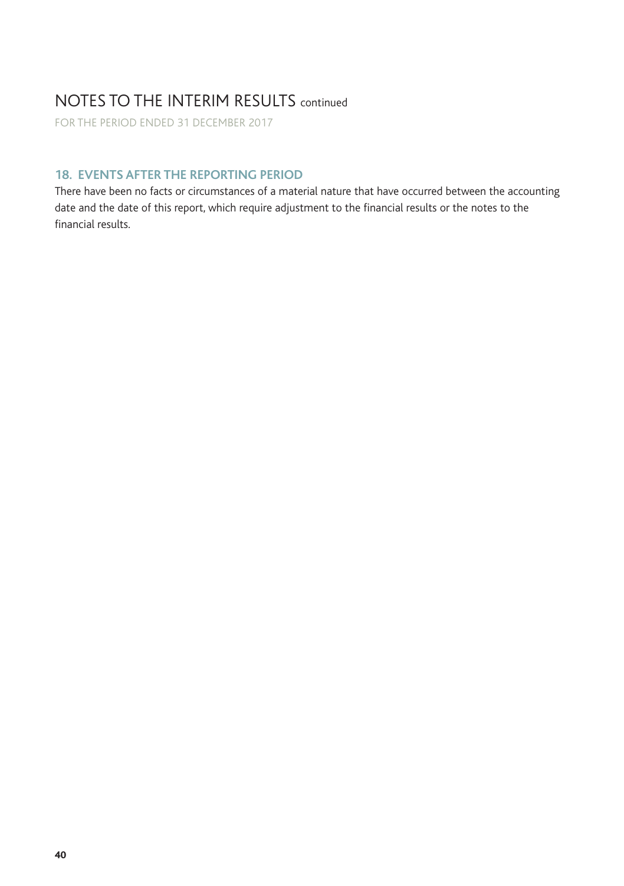# NOTES TO THE INTERIM RESULTS continued

FOR THE PERIOD ENDED 31 DECEMBER 2017

## 18. EVENTS AFTER THE REPORTING PERIOD

There have been no facts or circumstances of a material nature that have occurred between the accounting date and the date of this report, which require adjustment to the financial results or the notes to the financial results.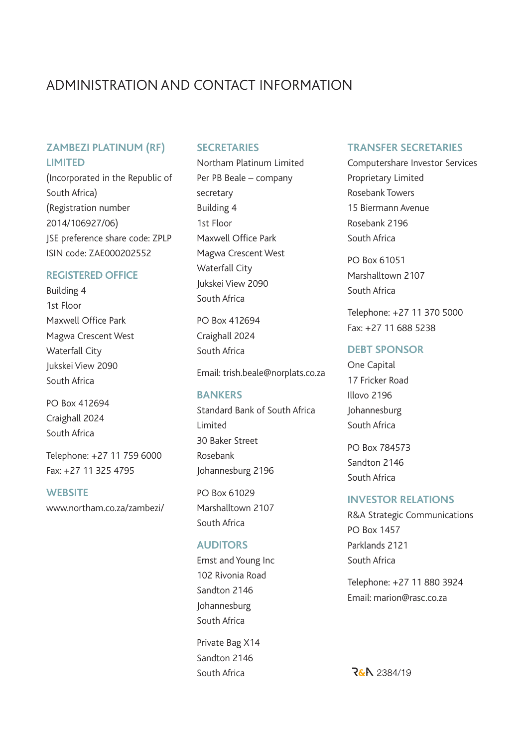# ADMINISTRATION AND CONTACT INFORMATION

## ZAMBEZI PLATINUM (RF) LIMITED

(Incorporated in the Republic of South Africa)
(Registration number 2014/106927/06)
JSE preference share code: ZPLP
ISIN code: ZAE000202552

## REGISTERED OFFICE

Building 4
1st Floor
Maxwell Office Park
Magwa Crescent West
Waterfall City
Jukskei View 2090
South Africa

PO Box 412694
Craighall 2024
South Africa

Telephone: +27 11 759 6000
Fax: +27 11 325 4795

## WEBSITE

www.northam.co.za/zambezi/

## SECRETARIES

Northam Platinum Limited
Per PB Beale – company secretary
Building 4
1st Floor
Maxwell Office Park
Magwa Crescent West
Waterfall City
Jukskei View 2090
South Africa

PO Box 412694
Craighall 2024
South Africa

Email: trish.beale@norplats.co.za

## BANKERS

Standard Bank of South Africa Limited
30 Baker Street
Rosebank
Johannesburg 2196

PO Box 61029
Marshalltown 2107
South Africa

## AUDITORS

Ernst and Young Inc
102 Rivonia Road
Sandton 2146
Johannesburg
South Africa

Private Bag X14
Sandton 2146
South Africa

## TRANSFER SECRETARIES

Computershare Investor Services Proprietary Limited
Rosebank Towers
15 Biermann Avenue
Rosebank 2196
South Africa

PO Box 61051
Marshalltown 2107
South Africa

Telephone: +27 11 370 5000
Fax: +27 11 688 5238

## DEBT SPONSOR

One Capital
17 Fricker Road
Illovo 2196
Johannesburg
South Africa

PO Box 784573
Sandton 2146
South Africa

## INVESTOR RELATIONS

R&A Strategic Communications
PO Box 1457
Parklands 2121
South Africa

Telephone: +27 11 880 3924
Email: marion@rasc.co.za

R&A 2384/19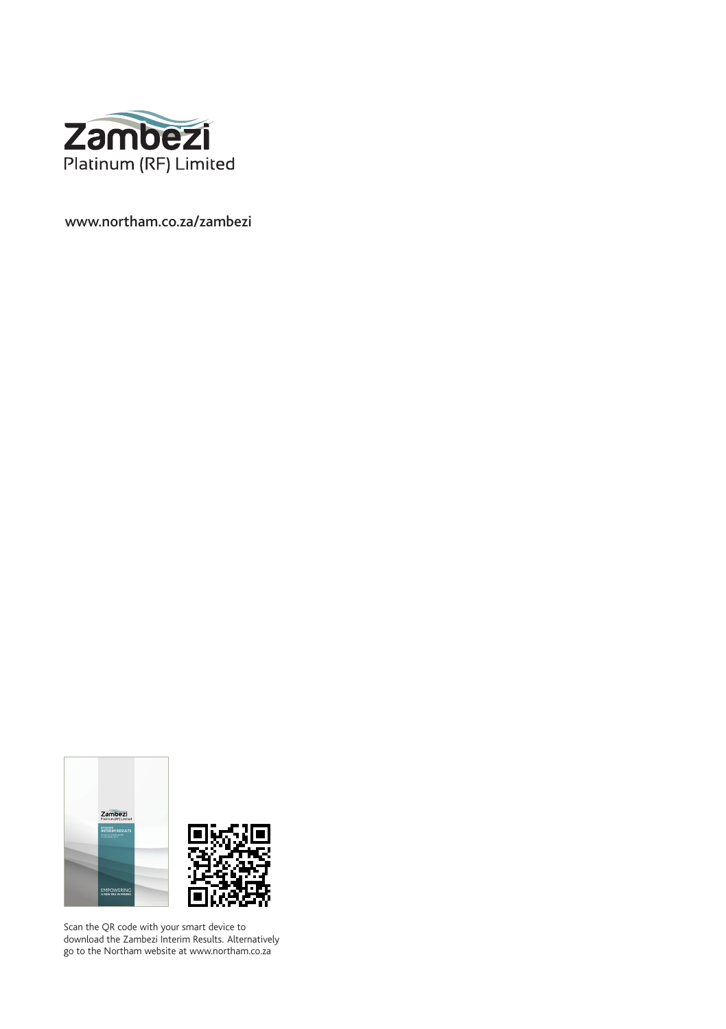Zambezi
Platinum (RF) Limited

www.northam.co.za/zambezi

Scan the QR code with your smart device to download the Zambezi Interim Results. Alternatively go to the Northam website at www.northam.co.za